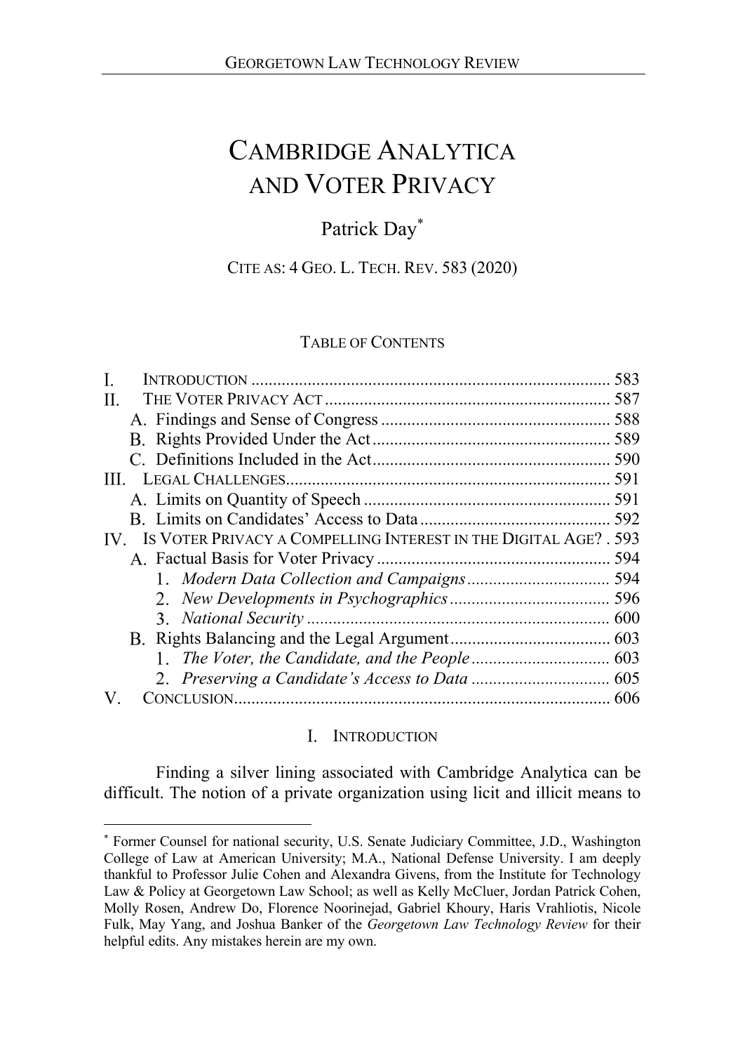# CAMBRIDGE ANALYTICA AND VOTER PRIVACY

Patrick Day*

CITE AS: 4 GEO. L. TECH. REV. 583 (2020)

TABLE OF CONTENTS

| | |
|---|---|
| I. INTRODUCTION | 583 |
| II. THE VOTER PRIVACY ACT | 587 |
| A. Findings and Sense of Congress | 588 |
| B. Rights Provided Under the Act | 589 |
| C. Definitions Included in the Act | 590 |
| III. LEGAL CHALLENGES | 591 |
| A. Limits on Quantity of Speech | 591 |
| B. Limits on Candidates' Access to Data | 592 |
| IV. IS VOTER PRIVACY A COMPELLING INTEREST IN THE DIGITAL AGE? | 593 |
| A. Factual Basis for Voter Privacy | 594 |
| 1. *Modern Data Collection and Campaigns* | 594 |
| 2. *New Developments in Psychographics* | 596 |
| 3. *National Security* | 600 |
| B. Rights Balancing and the Legal Argument | 603 |
| 1. *The Voter, the Candidate, and the People* | 603 |
| 2. *Preserving a Candidate's Access to Data* | 605 |
| V. CONCLUSION | 606 |

## I. INTRODUCTION

Finding a silver lining associated with Cambridge Analytica can be difficult. The notion of a private organization using licit and illicit means to

---

* Former Counsel for national security, U.S. Senate Judiciary Committee, J.D., Washington College of Law at American University; M.A., National Defense University. I am deeply thankful to Professor Julie Cohen and Alexandra Givens, from the Institute for Technology Law & Policy at Georgetown Law School; as well as Kelly McCluer, Jordan Patrick Cohen, Molly Rosen, Andrew Do, Florence Noorinejad, Gabriel Khoury, Haris Vrahliotis, Nicole Fulk, May Yang, and Joshua Banker of the *Georgetown Law Technology Review* for their helpful edits. Any mistakes herein are my own.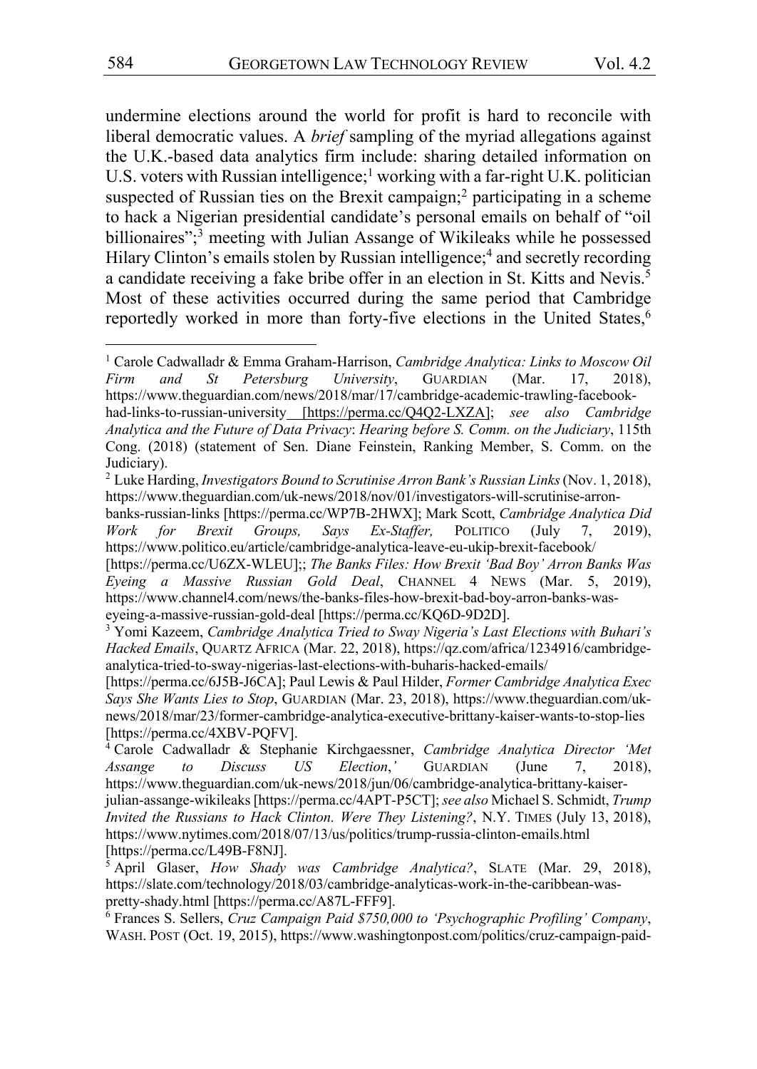undermine elections around the world for profit is hard to reconcile with liberal democratic values. A *brief* sampling of the myriad allegations against the U.K.-based data analytics firm include: sharing detailed information on U.S. voters with Russian intelligence;[1] working with a far-right U.K. politician suspected of Russian ties on the Brexit campaign;[2] participating in a scheme to hack a Nigerian presidential candidate's personal emails on behalf of "oil billionaires";[3] meeting with Julian Assange of Wikileaks while he possessed Hilary Clinton's emails stolen by Russian intelligence;[4] and secretly recording a candidate receiving a fake bribe offer in an election in St. Kitts and Nevis.[5] Most of these activities occurred during the same period that Cambridge reportedly worked in more than forty-five elections in the United States,[6]

---

[1] Carole Cadwalladr & Emma Graham-Harrison, *Cambridge Analytica: Links to Moscow Oil Firm and St Petersburg University*, GUARDIAN (Mar. 17, 2018), https://www.theguardian.com/news/2018/mar/17/cambridge-academic-trawling-facebook-had-links-to-russian-university [https://perma.cc/Q4Q2-LXZA]; *see also Cambridge Analytica and the Future of Data Privacy*: *Hearing before S. Comm. on the Judiciary*, 115th Cong. (2018) (statement of Sen. Diane Feinstein, Ranking Member, S. Comm. on the Judiciary).

[2] Luke Harding, *Investigators Bound to Scrutinise Arron Bank's Russian Links* (Nov. 1, 2018), https://www.theguardian.com/uk-news/2018/nov/01/investigators-will-scrutinise-arron-banks-russian-links [https://perma.cc/WP7B-2HWX]; Mark Scott, *Cambridge Analytica Did Work for Brexit Groups, Says Ex-Staffer,* POLITICO (July 7, 2019), https://www.politico.eu/article/cambridge-analytica-leave-eu-ukip-brexit-facebook/ [https://perma.cc/U6ZX-WLEU];; *The Banks Files: How Brexit 'Bad Boy' Arron Banks Was Eyeing a Massive Russian Gold Deal*, CHANNEL 4 NEWS (Mar. 5, 2019), https://www.channel4.com/news/the-banks-files-how-brexit-bad-boy-arron-banks-was-eyeing-a-massive-russian-gold-deal [https://perma.cc/KQ6D-9D2D].

[3] Yomi Kazeem, *Cambridge Analytica Tried to Sway Nigeria's Last Elections with Buhari's Hacked Emails*, QUARTZ AFRICA (Mar. 22, 2018), https://qz.com/africa/1234916/cambridge-analytica-tried-to-sway-nigerias-last-elections-with-buharis-hacked-emails/ [https://perma.cc/6J5B-J6CA]; Paul Lewis & Paul Hilder, *Former Cambridge Analytica Exec Says She Wants Lies to Stop*, GUARDIAN (Mar. 23, 2018), https://www.theguardian.com/uk-news/2018/mar/23/former-cambridge-analytica-executive-brittany-kaiser-wants-to-stop-lies [https://perma.cc/4XBV-PQFV].

[4] Carole Cadwalladr & Stephanie Kirchgaessner, *Cambridge Analytica Director 'Met Assange to Discuss US Election*,*'* GUARDIAN (June 7, 2018), https://www.theguardian.com/uk-news/2018/jun/06/cambridge-analytica-brittany-kaiser-julian-assange-wikileaks [https://perma.cc/4APT-P5CT]; *see also* Michael S. Schmidt, *Trump Invited the Russians to Hack Clinton. Were They Listening?*, N.Y. TIMES (July 13, 2018), https://www.nytimes.com/2018/07/13/us/politics/trump-russia-clinton-emails.html [https://perma.cc/L49B-F8NJ].

[5] April Glaser, *How Shady was Cambridge Analytica?*, SLATE (Mar. 29, 2018), https://slate.com/technology/2018/03/cambridge-analyticas-work-in-the-caribbean-was-pretty-shady.html [https://perma.cc/A87L-FFF9].

[6] Frances S. Sellers, *Cruz Campaign Paid $750,000 to 'Psychographic Profiling' Company*, WASH. POST (Oct. 19, 2015), https://www.washingtonpost.com/politics/cruz-campaign-paid-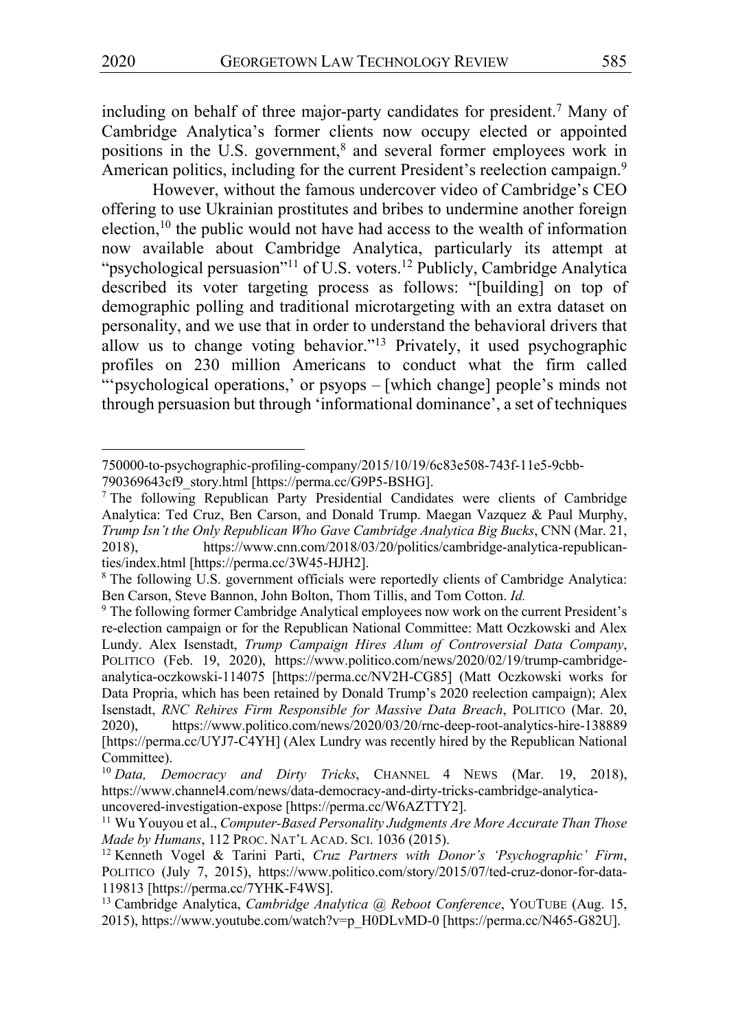including on behalf of three major-party candidates for president.[7] Many of Cambridge Analytica's former clients now occupy elected or appointed positions in the U.S. government,[8] and several former employees work in American politics, including for the current President's reelection campaign.[9]

However, without the famous undercover video of Cambridge's CEO offering to use Ukrainian prostitutes and bribes to undermine another foreign election,[10] the public would not have had access to the wealth of information now available about Cambridge Analytica, particularly its attempt at "psychological persuasion"[11] of U.S. voters.[12] Publicly, Cambridge Analytica described its voter targeting process as follows: "[building] on top of demographic polling and traditional microtargeting with an extra dataset on personality, and we use that in order to understand the behavioral drivers that allow us to change voting behavior."[13] Privately, it used psychographic profiles on 230 million Americans to conduct what the firm called "'psychological operations,' or psyops – [which change] people's minds not through persuasion but through 'informational dominance', a set of techniques

---

750000-to-psychographic-profiling-company/2015/10/19/6c83e508-743f-11e5-9cbb-790369643cf9_story.html [https://perma.cc/G9P5-BSHG].

[7] The following Republican Party Presidential Candidates were clients of Cambridge Analytica: Ted Cruz, Ben Carson, and Donald Trump. Maegan Vazquez & Paul Murphy, *Trump Isn't the Only Republican Who Gave Cambridge Analytica Big Bucks*, CNN (Mar. 21, 2018), https://www.cnn.com/2018/03/20/politics/cambridge-analytica-republican-ties/index.html [https://perma.cc/3W45-HJH2].

[8] The following U.S. government officials were reportedly clients of Cambridge Analytica: Ben Carson, Steve Bannon, John Bolton, Thom Tillis, and Tom Cotton. *Id.*

[9] The following former Cambridge Analytical employees now work on the current President's re-election campaign or for the Republican National Committee: Matt Oczkowski and Alex Lundy. Alex Isenstadt, *Trump Campaign Hires Alum of Controversial Data Company*, POLITICO (Feb. 19, 2020), https://www.politico.com/news/2020/02/19/trump-cambridge-analytica-oczkowski-114075 [https://perma.cc/NV2H-CG85] (Matt Oczkowski works for Data Propria, which has been retained by Donald Trump's 2020 reelection campaign); Alex Isenstadt, *RNC Rehires Firm Responsible for Massive Data Breach*, POLITICO (Mar. 20, 2020), https://www.politico.com/news/2020/03/20/rnc-deep-root-analytics-hire-138889 [https://perma.cc/UYJ7-C4YH] (Alex Lundry was recently hired by the Republican National Committee).

[10] *Data, Democracy and Dirty Tricks*, CHANNEL 4 NEWS (Mar. 19, 2018), https://www.channel4.com/news/data-democracy-and-dirty-tricks-cambridge-analytica-uncovered-investigation-expose [https://perma.cc/W6AZTTY2].

[11] Wu Youyou et al., *Computer-Based Personality Judgments Are More Accurate Than Those Made by Humans*, 112 PROC. NAT'L ACAD. SCI. 1036 (2015).

[12] Kenneth Vogel & Tarini Parti, *Cruz Partners with Donor's 'Psychographic' Firm*, POLITICO (July 7, 2015), https://www.politico.com/story/2015/07/ted-cruz-donor-for-data-119813 [https://perma.cc/7YHK-F4WS].

[13] Cambridge Analytica, *Cambridge Analytica @ Reboot Conference*, YOUTUBE (Aug. 15, 2015), https://www.youtube.com/watch?v=p_H0DLvMD-0 [https://perma.cc/N465-G82U].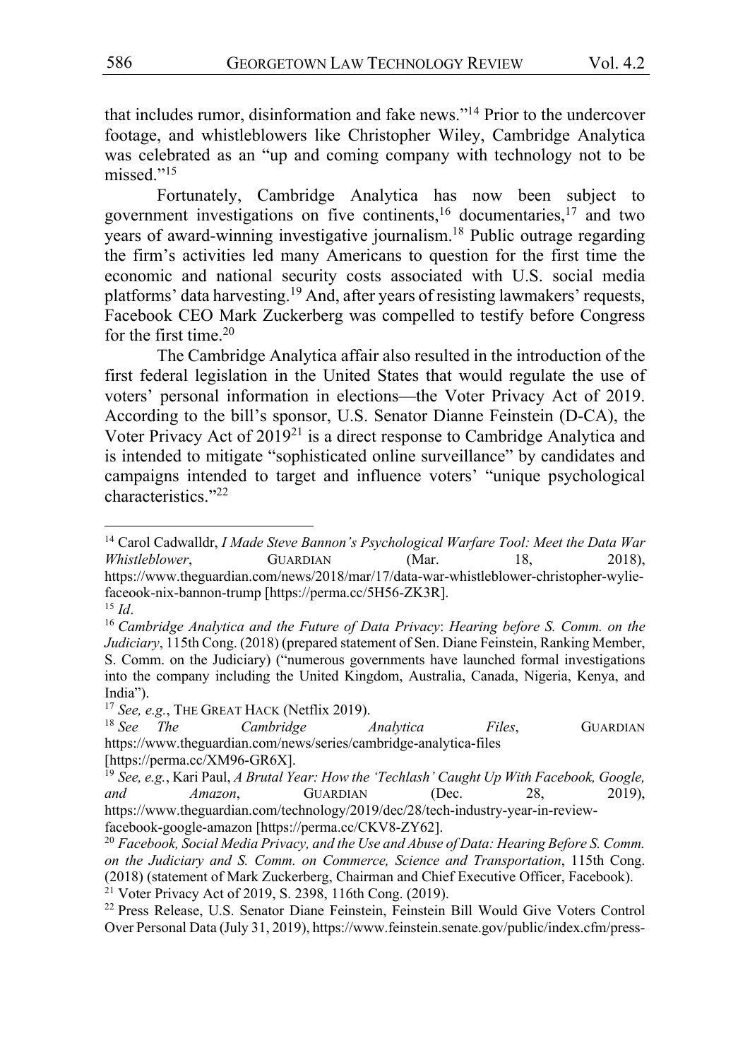that includes rumor, disinformation and fake news."[14] Prior to the undercover footage, and whistleblowers like Christopher Wiley, Cambridge Analytica was celebrated as an "up and coming company with technology not to be missed."[15]

Fortunately, Cambridge Analytica has now been subject to government investigations on five continents,[16] documentaries,[17] and two years of award-winning investigative journalism.[18] Public outrage regarding the firm's activities led many Americans to question for the first time the economic and national security costs associated with U.S. social media platforms' data harvesting.[19] And, after years of resisting lawmakers' requests, Facebook CEO Mark Zuckerberg was compelled to testify before Congress for the first time.[20]

The Cambridge Analytica affair also resulted in the introduction of the first federal legislation in the United States that would regulate the use of voters' personal information in elections—the Voter Privacy Act of 2019. According to the bill's sponsor, U.S. Senator Dianne Feinstein (D-CA), the Voter Privacy Act of 2019[21] is a direct response to Cambridge Analytica and is intended to mitigate "sophisticated online surveillance" by candidates and campaigns intended to target and influence voters' "unique psychological characteristics."[22]

---

[14] Carol Cadwalldr, *I Made Steve Bannon's Psychological Warfare Tool: Meet the Data War Whistleblower*, GUARDIAN (Mar. 18, 2018), https://www.theguardian.com/news/2018/mar/17/data-war-whistleblower-christopher-wylie-faceook-nix-bannon-trump [https://perma.cc/5H56-ZK3R].

[15] *Id*.

[16] *Cambridge Analytica and the Future of Data Privacy*: *Hearing before S. Comm. on the Judiciary*, 115th Cong. (2018) (prepared statement of Sen. Diane Feinstein, Ranking Member, S. Comm. on the Judiciary) ("numerous governments have launched formal investigations into the company including the United Kingdom, Australia, Canada, Nigeria, Kenya, and India").

[17] *See, e.g.*, THE GREAT HACK (Netflix 2019).

[18] *See The Cambridge Analytica Files*, GUARDIAN https://www.theguardian.com/news/series/cambridge-analytica-files [https://perma.cc/XM96-GR6X].

[19] *See, e.g.*, Kari Paul, *A Brutal Year: How the 'Techlash' Caught Up With Facebook, Google, and Amazon*, GUARDIAN (Dec. 28, 2019), https://www.theguardian.com/technology/2019/dec/28/tech-industry-year-in-review-facebook-google-amazon [https://perma.cc/CKV8-ZY62].

[20] *Facebook, Social Media Privacy, and the Use and Abuse of Data: Hearing Before S. Comm. on the Judiciary and S. Comm. on Commerce, Science and Transportation*, 115th Cong. (2018) (statement of Mark Zuckerberg, Chairman and Chief Executive Officer, Facebook).

[21] Voter Privacy Act of 2019, S. 2398, 116th Cong. (2019).

[22] Press Release, U.S. Senator Diane Feinstein, Feinstein Bill Would Give Voters Control Over Personal Data (July 31, 2019), https://www.feinstein.senate.gov/public/index.cfm/press-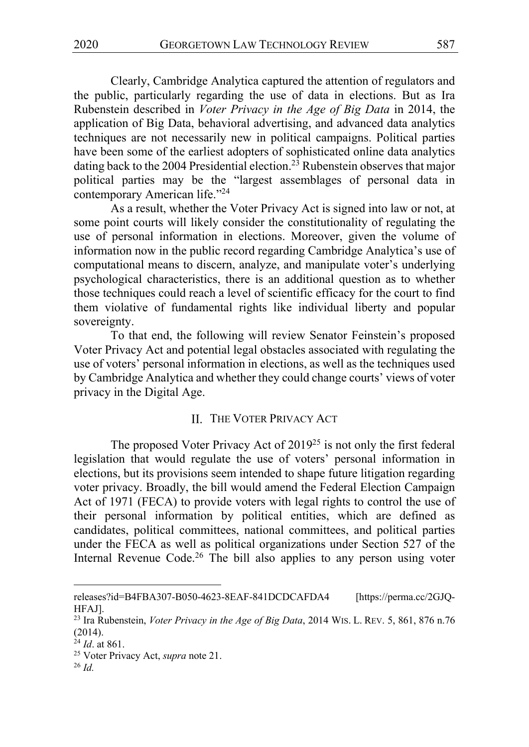Clearly, Cambridge Analytica captured the attention of regulators and the public, particularly regarding the use of data in elections. But as Ira Rubenstein described in *Voter Privacy in the Age of Big Data* in 2014, the application of Big Data, behavioral advertising, and advanced data analytics techniques are not necessarily new in political campaigns. Political parties have been some of the earliest adopters of sophisticated online data analytics dating back to the 2004 Presidential election.[23] Rubenstein observes that major political parties may be the "largest assemblages of personal data in contemporary American life."[24]

As a result, whether the Voter Privacy Act is signed into law or not, at some point courts will likely consider the constitutionality of regulating the use of personal information in elections. Moreover, given the volume of information now in the public record regarding Cambridge Analytica's use of computational means to discern, analyze, and manipulate voter's underlying psychological characteristics, there is an additional question as to whether those techniques could reach a level of scientific efficacy for the court to find them violative of fundamental rights like individual liberty and popular sovereignty.

To that end, the following will review Senator Feinstein's proposed Voter Privacy Act and potential legal obstacles associated with regulating the use of voters' personal information in elections, as well as the techniques used by Cambridge Analytica and whether they could change courts' views of voter privacy in the Digital Age.

## II. THE VOTER PRIVACY ACT

The proposed Voter Privacy Act of 2019[25] is not only the first federal legislation that would regulate the use of voters' personal information in elections, but its provisions seem intended to shape future litigation regarding voter privacy. Broadly, the bill would amend the Federal Election Campaign Act of 1971 (FECA) to provide voters with legal rights to control the use of their personal information by political entities, which are defined as candidates, political committees, national committees, and political parties under the FECA as well as political organizations under Section 527 of the Internal Revenue Code.[26] The bill also applies to any person using voter

---

releases?id=B4FBA307-B050-4623-8EAF-841DCDCAFDA4 [https://perma.cc/2GJQ-HFAJ].

[23] Ira Rubenstein, *Voter Privacy in the Age of Big Data*, 2014 WIS. L. REV. 5, 861, 876 n.76 (2014).

[24] *Id*. at 861.

[25] Voter Privacy Act, *supra* note 21.

[26] *Id.*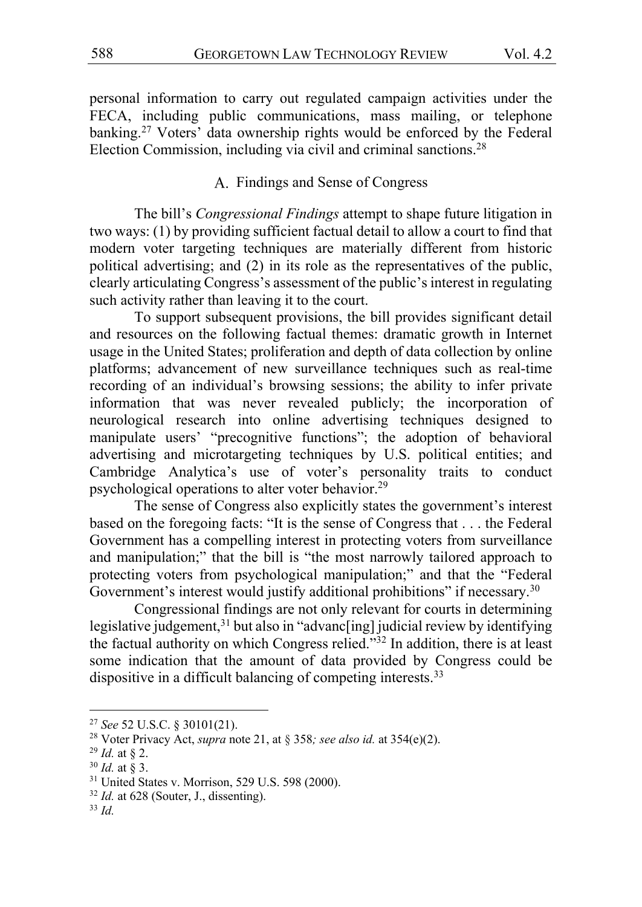personal information to carry out regulated campaign activities under the FECA, including public communications, mass mailing, or telephone banking.[27] Voters' data ownership rights would be enforced by the Federal Election Commission, including via civil and criminal sanctions.[28]

### A. Findings and Sense of Congress

The bill's *Congressional Findings* attempt to shape future litigation in two ways: (1) by providing sufficient factual detail to allow a court to find that modern voter targeting techniques are materially different from historic political advertising; and (2) in its role as the representatives of the public, clearly articulating Congress's assessment of the public's interest in regulating such activity rather than leaving it to the court.

To support subsequent provisions, the bill provides significant detail and resources on the following factual themes: dramatic growth in Internet usage in the United States; proliferation and depth of data collection by online platforms; advancement of new surveillance techniques such as real-time recording of an individual's browsing sessions; the ability to infer private information that was never revealed publicly; the incorporation of neurological research into online advertising techniques designed to manipulate users' "precognitive functions"; the adoption of behavioral advertising and microtargeting techniques by U.S. political entities; and Cambridge Analytica's use of voter's personality traits to conduct psychological operations to alter voter behavior.[29]

The sense of Congress also explicitly states the government's interest based on the foregoing facts: "It is the sense of Congress that . . . the Federal Government has a compelling interest in protecting voters from surveillance and manipulation;" that the bill is "the most narrowly tailored approach to protecting voters from psychological manipulation;" and that the "Federal Government's interest would justify additional prohibitions" if necessary.[30]

Congressional findings are not only relevant for courts in determining legislative judgement,[31] but also in "advanc[ing] judicial review by identifying the factual authority on which Congress relied."[32] In addition, there is at least some indication that the amount of data provided by Congress could be dispositive in a difficult balancing of competing interests.[33]

---

[27] *See* 52 U.S.C. § 30101(21).

[28] Voter Privacy Act, *supra* note 21, at § 358*; see also id.* at 354(e)(2).

[29] *Id.* at § 2.

[30] *Id.* at § 3.

[31] United States v. Morrison, 529 U.S. 598 (2000).

[32] *Id.* at 628 (Souter, J., dissenting).

[33] *Id.*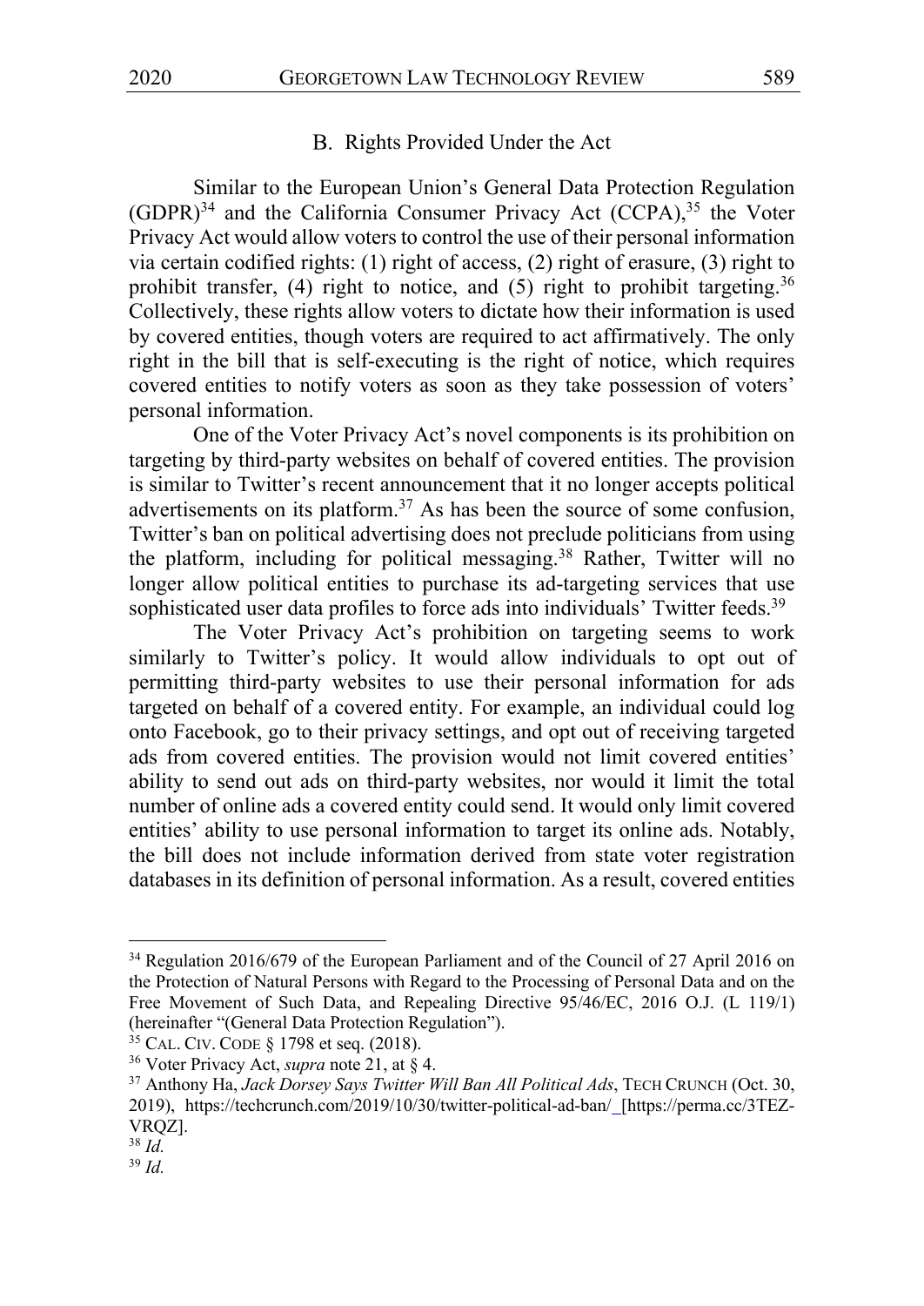### B. Rights Provided Under the Act

Similar to the European Union's General Data Protection Regulation (GDPR)[34] and the California Consumer Privacy Act (CCPA),[35] the Voter Privacy Act would allow voters to control the use of their personal information via certain codified rights: (1) right of access, (2) right of erasure, (3) right to prohibit transfer, (4) right to notice, and (5) right to prohibit targeting.[36] Collectively, these rights allow voters to dictate how their information is used by covered entities, though voters are required to act affirmatively. The only right in the bill that is self-executing is the right of notice, which requires covered entities to notify voters as soon as they take possession of voters' personal information.

One of the Voter Privacy Act's novel components is its prohibition on targeting by third-party websites on behalf of covered entities. The provision is similar to Twitter's recent announcement that it no longer accepts political advertisements on its platform.[37] As has been the source of some confusion, Twitter's ban on political advertising does not preclude politicians from using the platform, including for political messaging.[38] Rather, Twitter will no longer allow political entities to purchase its ad-targeting services that use sophisticated user data profiles to force ads into individuals' Twitter feeds.[39]

The Voter Privacy Act's prohibition on targeting seems to work similarly to Twitter's policy. It would allow individuals to opt out of permitting third-party websites to use their personal information for ads targeted on behalf of a covered entity. For example, an individual could log onto Facebook, go to their privacy settings, and opt out of receiving targeted ads from covered entities. The provision would not limit covered entities' ability to send out ads on third-party websites, nor would it limit the total number of online ads a covered entity could send. It would only limit covered entities' ability to use personal information to target its online ads. Notably, the bill does not include information derived from state voter registration databases in its definition of personal information. As a result, covered entities

---

[34] Regulation 2016/679 of the European Parliament and of the Council of 27 April 2016 on the Protection of Natural Persons with Regard to the Processing of Personal Data and on the Free Movement of Such Data, and Repealing Directive 95/46/EC, 2016 O.J. (L 119/1) (hereinafter "(General Data Protection Regulation").

[35] CAL. CIV. CODE § 1798 et seq. (2018).

[36] Voter Privacy Act, *supra* note 21, at § 4.

[37] Anthony Ha, *Jack Dorsey Says Twitter Will Ban All Political Ads*, TECH CRUNCH (Oct. 30, 2019), https://techcrunch.com/2019/10/30/twitter-political-ad-ban/ [https://perma.cc/3TEZ-VRQZ].

[38] *Id.*

[39] *Id.*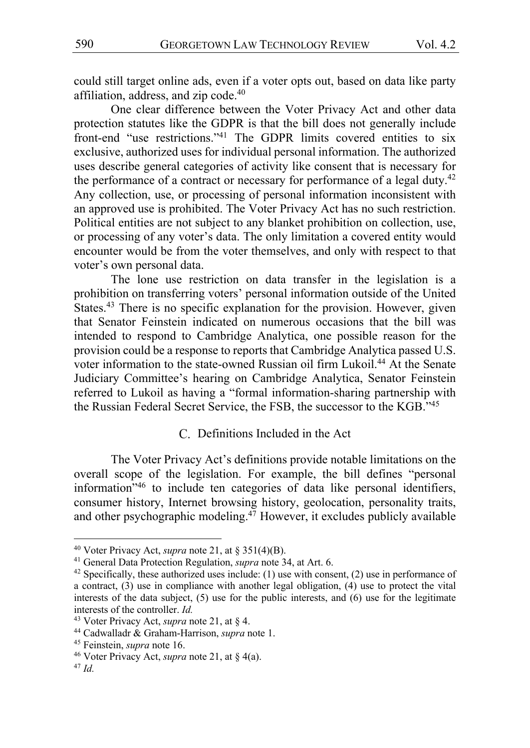could still target online ads, even if a voter opts out, based on data like party affiliation, address, and zip code.[40]

One clear difference between the Voter Privacy Act and other data protection statutes like the GDPR is that the bill does not generally include front-end "use restrictions."[41] The GDPR limits covered entities to six exclusive, authorized uses for individual personal information. The authorized uses describe general categories of activity like consent that is necessary for the performance of a contract or necessary for performance of a legal duty.[42] Any collection, use, or processing of personal information inconsistent with an approved use is prohibited. The Voter Privacy Act has no such restriction. Political entities are not subject to any blanket prohibition on collection, use, or processing of any voter's data. The only limitation a covered entity would encounter would be from the voter themselves, and only with respect to that voter's own personal data.

The lone use restriction on data transfer in the legislation is a prohibition on transferring voters' personal information outside of the United States.[43] There is no specific explanation for the provision. However, given that Senator Feinstein indicated on numerous occasions that the bill was intended to respond to Cambridge Analytica, one possible reason for the provision could be a response to reports that Cambridge Analytica passed U.S. voter information to the state-owned Russian oil firm Lukoil.[44] At the Senate Judiciary Committee's hearing on Cambridge Analytica, Senator Feinstein referred to Lukoil as having a "formal information-sharing partnership with the Russian Federal Secret Service, the FSB, the successor to the KGB."[45]

### C. Definitions Included in the Act

The Voter Privacy Act's definitions provide notable limitations on the overall scope of the legislation. For example, the bill defines "personal information"[46] to include ten categories of data like personal identifiers, consumer history, Internet browsing history, geolocation, personality traits, and other psychographic modeling.[47] However, it excludes publicly available

---

[40] Voter Privacy Act, *supra* note 21, at § 351(4)(B).

[41] General Data Protection Regulation, *supra* note 34, at Art. 6.

[42] Specifically, these authorized uses include: (1) use with consent, (2) use in performance of a contract, (3) use in compliance with another legal obligation, (4) use to protect the vital interests of the data subject, (5) use for the public interests, and (6) use for the legitimate interests of the controller. *Id.*

[43] Voter Privacy Act, *supra* note 21, at § 4.

[44] Cadwalladr & Graham-Harrison, *supra* note 1.

[45] Feinstein, *supra* note 16.

[46] Voter Privacy Act, *supra* note 21, at § 4(a).

[47] *Id.*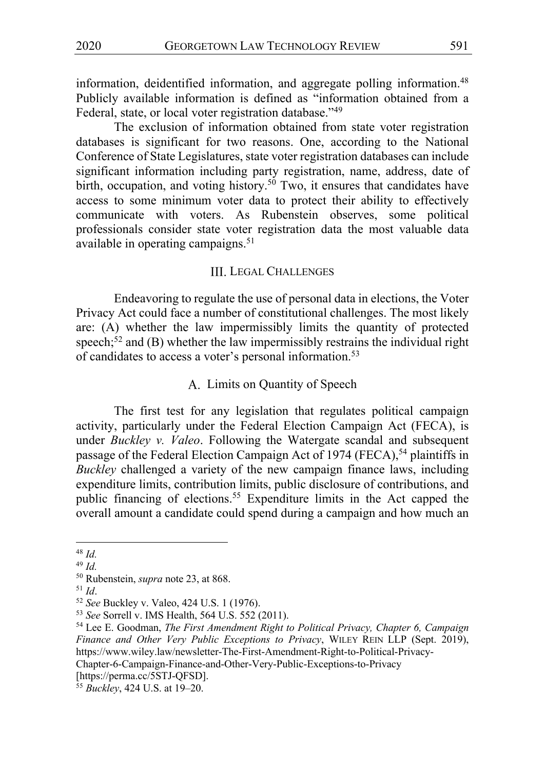information, deidentified information, and aggregate polling information.[48] Publicly available information is defined as "information obtained from a Federal, state, or local voter registration database."[49]

The exclusion of information obtained from state voter registration databases is significant for two reasons. One, according to the National Conference of State Legislatures, state voter registration databases can include significant information including party registration, name, address, date of birth, occupation, and voting history.[50] Two, it ensures that candidates have access to some minimum voter data to protect their ability to effectively communicate with voters. As Rubenstein observes, some political professionals consider state voter registration data the most valuable data available in operating campaigns.[51]

## III. LEGAL CHALLENGES

Endeavoring to regulate the use of personal data in elections, the Voter Privacy Act could face a number of constitutional challenges. The most likely are: (A) whether the law impermissibly limits the quantity of protected speech;[52] and (B) whether the law impermissibly restrains the individual right of candidates to access a voter's personal information.[53]

### A. Limits on Quantity of Speech

The first test for any legislation that regulates political campaign activity, particularly under the Federal Election Campaign Act (FECA), is under *Buckley v. Valeo*. Following the Watergate scandal and subsequent passage of the Federal Election Campaign Act of 1974 (FECA),[54] plaintiffs in *Buckley* challenged a variety of the new campaign finance laws, including expenditure limits, contribution limits, public disclosure of contributions, and public financing of elections.[55] Expenditure limits in the Act capped the overall amount a candidate could spend during a campaign and how much an

---

[48] *Id.*

[49] *Id.*

[50] Rubenstein, *supra* note 23, at 868.

[51] *Id*.

[52] *See* Buckley v. Valeo, 424 U.S. 1 (1976).

[53] *See* Sorrell v. IMS Health, 564 U.S. 552 (2011).

[54] Lee E. Goodman, *The First Amendment Right to Political Privacy, Chapter 6, Campaign Finance and Other Very Public Exceptions to Privacy*, WILEY REIN LLP (Sept. 2019), https://www.wiley.law/newsletter-The-First-Amendment-Right-to-Political-Privacy-Chapter-6-Campaign-Finance-and-Other-Very-Public-Exceptions-to-Privacy [https://perma.cc/5STJ-QFSD].

[55] *Buckley*, 424 U.S. at 19–20.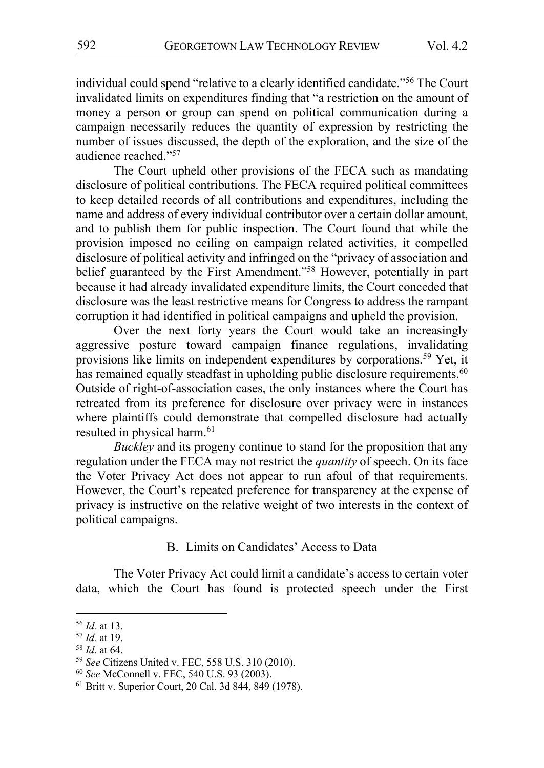individual could spend "relative to a clearly identified candidate."[56] The Court invalidated limits on expenditures finding that "a restriction on the amount of money a person or group can spend on political communication during a campaign necessarily reduces the quantity of expression by restricting the number of issues discussed, the depth of the exploration, and the size of the audience reached."[57]

The Court upheld other provisions of the FECA such as mandating disclosure of political contributions. The FECA required political committees to keep detailed records of all contributions and expenditures, including the name and address of every individual contributor over a certain dollar amount, and to publish them for public inspection. The Court found that while the provision imposed no ceiling on campaign related activities, it compelled disclosure of political activity and infringed on the "privacy of association and belief guaranteed by the First Amendment."[58] However, potentially in part because it had already invalidated expenditure limits, the Court conceded that disclosure was the least restrictive means for Congress to address the rampant corruption it had identified in political campaigns and upheld the provision.

Over the next forty years the Court would take an increasingly aggressive posture toward campaign finance regulations, invalidating provisions like limits on independent expenditures by corporations.[59] Yet, it has remained equally steadfast in upholding public disclosure requirements.[60] Outside of right-of-association cases, the only instances where the Court has retreated from its preference for disclosure over privacy were in instances where plaintiffs could demonstrate that compelled disclosure had actually resulted in physical harm.[61]

*Buckley* and its progeny continue to stand for the proposition that any regulation under the FECA may not restrict the *quantity* of speech. On its face the Voter Privacy Act does not appear to run afoul of that requirements. However, the Court's repeated preference for transparency at the expense of privacy is instructive on the relative weight of two interests in the context of political campaigns.

### B. Limits on Candidates' Access to Data

The Voter Privacy Act could limit a candidate's access to certain voter data, which the Court has found is protected speech under the First

---

[56] *Id.* at 13.

[57] *Id.* at 19.

[58] *Id*. at 64.

[59] *See* Citizens United v. FEC, 558 U.S. 310 (2010).

[60] *See* McConnell v. FEC, 540 U.S. 93 (2003).

[61] Britt v. Superior Court, 20 Cal. 3d 844, 849 (1978).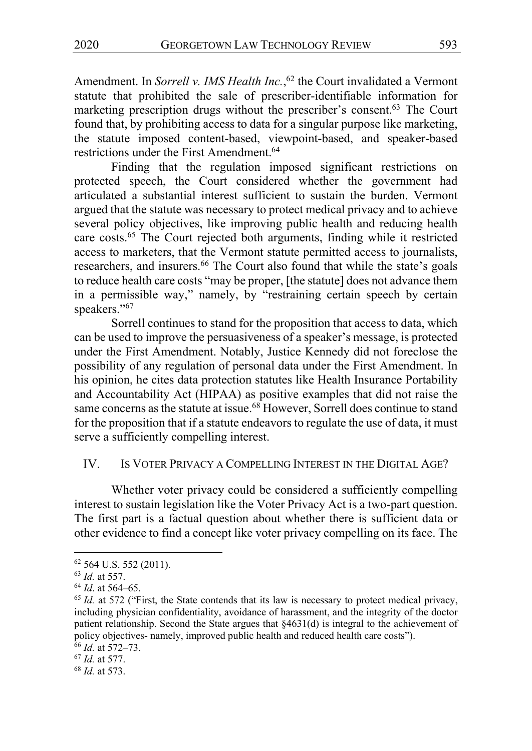Amendment. In *Sorrell v. IMS Health Inc.*,[62] the Court invalidated a Vermont statute that prohibited the sale of prescriber-identifiable information for marketing prescription drugs without the prescriber's consent.[63] The Court found that, by prohibiting access to data for a singular purpose like marketing, the statute imposed content-based, viewpoint-based, and speaker-based restrictions under the First Amendment.[64]

Finding that the regulation imposed significant restrictions on protected speech, the Court considered whether the government had articulated a substantial interest sufficient to sustain the burden. Vermont argued that the statute was necessary to protect medical privacy and to achieve several policy objectives, like improving public health and reducing health care costs.[65] The Court rejected both arguments, finding while it restricted access to marketers, that the Vermont statute permitted access to journalists, researchers, and insurers.[66] The Court also found that while the state's goals to reduce health care costs "may be proper, [the statute] does not advance them in a permissible way," namely, by "restraining certain speech by certain speakers."[67]

Sorrell continues to stand for the proposition that access to data, which can be used to improve the persuasiveness of a speaker's message, is protected under the First Amendment. Notably, Justice Kennedy did not foreclose the possibility of any regulation of personal data under the First Amendment. In his opinion, he cites data protection statutes like Health Insurance Portability and Accountability Act (HIPAA) as positive examples that did not raise the same concerns as the statute at issue.[68] However, Sorrell does continue to stand for the proposition that if a statute endeavors to regulate the use of data, it must serve a sufficiently compelling interest.

## IV. IS VOTER PRIVACY A COMPELLING INTEREST IN THE DIGITAL AGE?

Whether voter privacy could be considered a sufficiently compelling interest to sustain legislation like the Voter Privacy Act is a two-part question. The first part is a factual question about whether there is sufficient data or other evidence to find a concept like voter privacy compelling on its face. The

---

[62] 564 U.S. 552 (2011).

[63] *Id.* at 557.

[64] *Id*. at 564–65.

[65] *Id.* at 572 ("First, the State contends that its law is necessary to protect medical privacy, including physician confidentiality, avoidance of harassment, and the integrity of the doctor patient relationship. Second the State argues that §4631(d) is integral to the achievement of policy objectives- namely, improved public health and reduced health care costs").

[66] *Id.* at 572–73.

[67] *Id.* at 577.

[68] *Id.* at 573.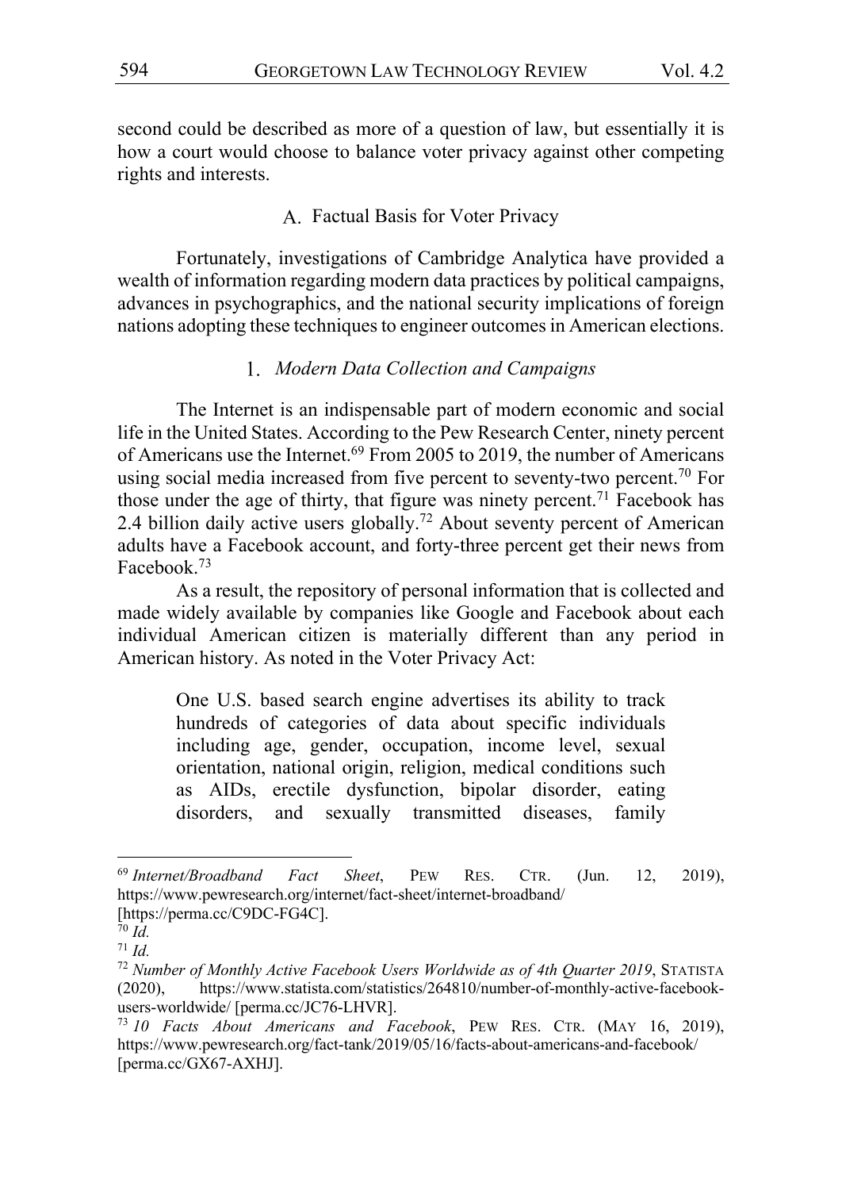second could be described as more of a question of law, but essentially it is how a court would choose to balance voter privacy against other competing rights and interests.

### A. Factual Basis for Voter Privacy

Fortunately, investigations of Cambridge Analytica have provided a wealth of information regarding modern data practices by political campaigns, advances in psychographics, and the national security implications of foreign nations adopting these techniques to engineer outcomes in American elections.

#### 1. *Modern Data Collection and Campaigns*

The Internet is an indispensable part of modern economic and social life in the United States. According to the Pew Research Center, ninety percent of Americans use the Internet.[69] From 2005 to 2019, the number of Americans using social media increased from five percent to seventy-two percent.[70] For those under the age of thirty, that figure was ninety percent.[71] Facebook has 2.4 billion daily active users globally.[72] About seventy percent of American adults have a Facebook account, and forty-three percent get their news from Facebook.[73]

As a result, the repository of personal information that is collected and made widely available by companies like Google and Facebook about each individual American citizen is materially different than any period in American history. As noted in the Voter Privacy Act:

> One U.S. based search engine advertises its ability to track hundreds of categories of data about specific individuals including age, gender, occupation, income level, sexual orientation, national origin, religion, medical conditions such as AIDs, erectile dysfunction, bipolar disorder, eating disorders, and sexually transmitted diseases, family

---

[69] *Internet/Broadband Fact Sheet*, PEW RES. CTR. (Jun. 12, 2019), https://www.pewresearch.org/internet/fact-sheet/internet-broadband/ [https://perma.cc/C9DC-FG4C].

[70] *Id.*

[71] *Id.*

[72] *Number of Monthly Active Facebook Users Worldwide as of 4th Quarter 2019*, STATISTA (2020), https://www.statista.com/statistics/264810/number-of-monthly-active-facebook-users-worldwide/ [perma.cc/JC76-LHVR].

[73] *10 Facts About Americans and Facebook*, PEW RES. CTR. (MAY 16, 2019), https://www.pewresearch.org/fact-tank/2019/05/16/facts-about-americans-and-facebook/ [perma.cc/GX67-AXHJ].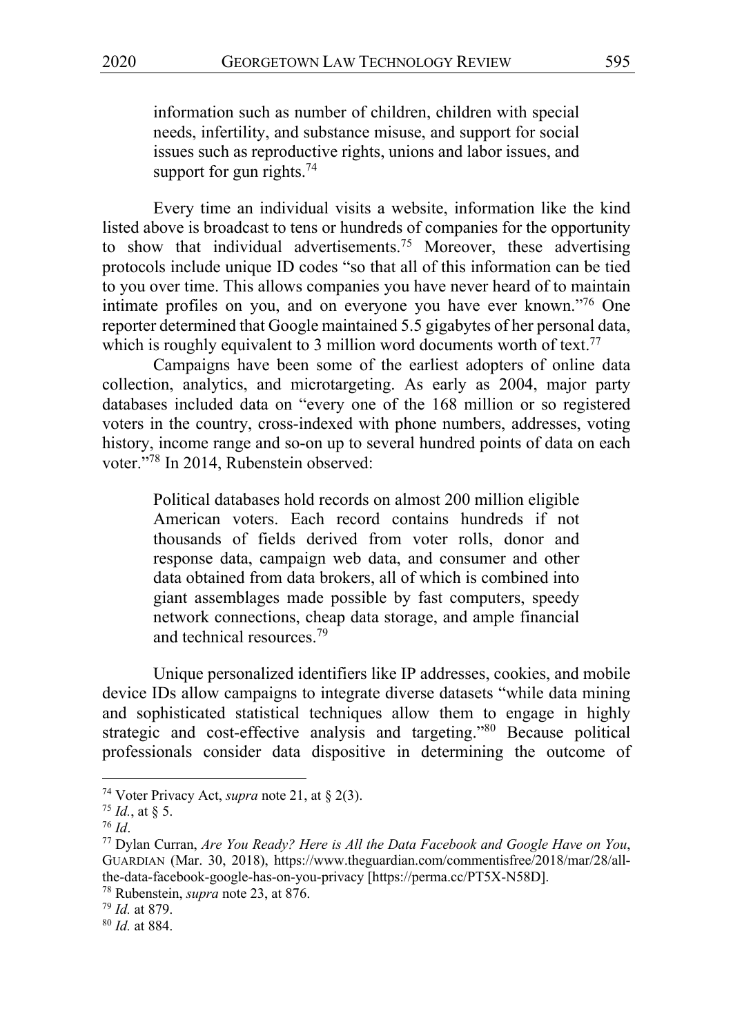> information such as number of children, children with special needs, infertility, and substance misuse, and support for social issues such as reproductive rights, unions and labor issues, and support for gun rights.[74]

Every time an individual visits a website, information like the kind listed above is broadcast to tens or hundreds of companies for the opportunity to show that individual advertisements.[75] Moreover, these advertising protocols include unique ID codes "so that all of this information can be tied to you over time. This allows companies you have never heard of to maintain intimate profiles on you, and on everyone you have ever known."[76] One reporter determined that Google maintained 5.5 gigabytes of her personal data, which is roughly equivalent to 3 million word documents worth of text.[77]

Campaigns have been some of the earliest adopters of online data collection, analytics, and microtargeting. As early as 2004, major party databases included data on "every one of the 168 million or so registered voters in the country, cross-indexed with phone numbers, addresses, voting history, income range and so-on up to several hundred points of data on each voter."[78] In 2014, Rubenstein observed:

> Political databases hold records on almost 200 million eligible American voters. Each record contains hundreds if not thousands of fields derived from voter rolls, donor and response data, campaign web data, and consumer and other data obtained from data brokers, all of which is combined into giant assemblages made possible by fast computers, speedy network connections, cheap data storage, and ample financial and technical resources.[79]

Unique personalized identifiers like IP addresses, cookies, and mobile device IDs allow campaigns to integrate diverse datasets "while data mining and sophisticated statistical techniques allow them to engage in highly strategic and cost-effective analysis and targeting."[80] Because political professionals consider data dispositive in determining the outcome of

---

[74] Voter Privacy Act, *supra* note 21, at § 2(3).

[75] *Id.*, at § 5.

[76] *Id*.

[77] Dylan Curran, *Are You Ready? Here is All the Data Facebook and Google Have on You*, GUARDIAN (Mar. 30, 2018), https://www.theguardian.com/commentisfree/2018/mar/28/all-the-data-facebook-google-has-on-you-privacy [https://perma.cc/PT5X-N58D].

[78] Rubenstein, *supra* note 23, at 876.

[79] *Id.* at 879.

[80] *Id.* at 884.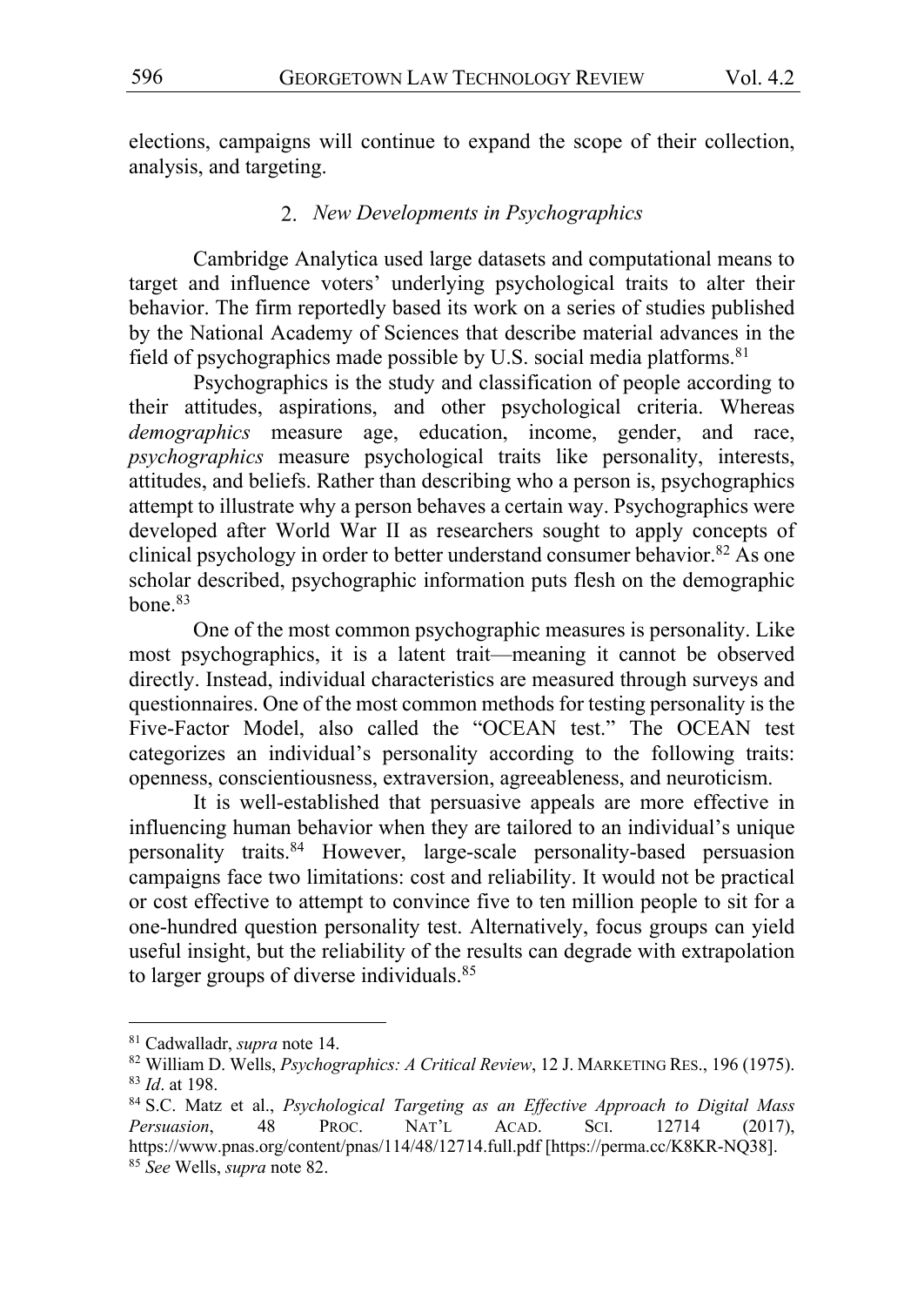elections, campaigns will continue to expand the scope of their collection, analysis, and targeting.

### 2. *New Developments in Psychographics*

Cambridge Analytica used large datasets and computational means to target and influence voters' underlying psychological traits to alter their behavior. The firm reportedly based its work on a series of studies published by the National Academy of Sciences that describe material advances in the field of psychographics made possible by U.S. social media platforms.[81]

Psychographics is the study and classification of people according to their attitudes, aspirations, and other psychological criteria. Whereas *demographics* measure age, education, income, gender, and race, *psychographics* measure psychological traits like personality, interests, attitudes, and beliefs. Rather than describing who a person is, psychographics attempt to illustrate why a person behaves a certain way. Psychographics were developed after World War II as researchers sought to apply concepts of clinical psychology in order to better understand consumer behavior.[82] As one scholar described, psychographic information puts flesh on the demographic bone.[83]

One of the most common psychographic measures is personality. Like most psychographics, it is a latent trait—meaning it cannot be observed directly. Instead, individual characteristics are measured through surveys and questionnaires. One of the most common methods for testing personality is the Five-Factor Model, also called the "OCEAN test." The OCEAN test categorizes an individual's personality according to the following traits: openness, conscientiousness, extraversion, agreeableness, and neuroticism.

It is well-established that persuasive appeals are more effective in influencing human behavior when they are tailored to an individual's unique personality traits.[84] However, large-scale personality-based persuasion campaigns face two limitations: cost and reliability. It would not be practical or cost effective to attempt to convince five to ten million people to sit for a one-hundred question personality test. Alternatively, focus groups can yield useful insight, but the reliability of the results can degrade with extrapolation to larger groups of diverse individuals.[85]

---

[81] Cadwalladr, *supra* note 14.

[82] William D. Wells, *Psychographics: A Critical Review*, 12 J. MARKETING RES., 196 (1975).

[83] *Id*. at 198.

[84] S.C. Matz et al., *Psychological Targeting as an Effective Approach to Digital Mass Persuasion*, 48 PROC. NAT'L ACAD. SCI. 12714 (2017), https://www.pnas.org/content/pnas/114/48/12714.full.pdf [https://perma.cc/K8KR-NQ38].

[85] *See* Wells, *supra* note 82.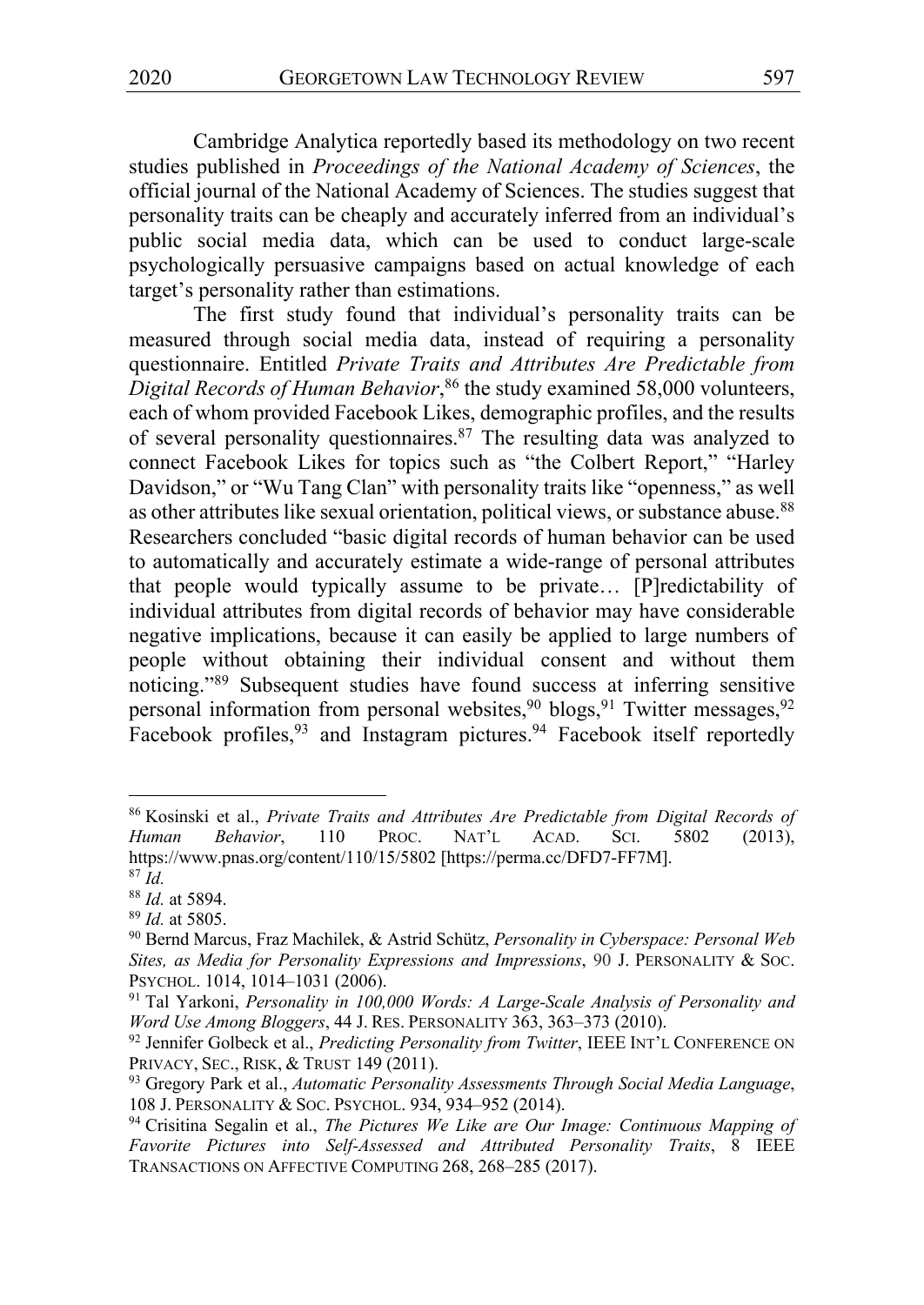Cambridge Analytica reportedly based its methodology on two recent studies published in *Proceedings of the National Academy of Sciences*, the official journal of the National Academy of Sciences. The studies suggest that personality traits can be cheaply and accurately inferred from an individual's public social media data, which can be used to conduct large-scale psychologically persuasive campaigns based on actual knowledge of each target's personality rather than estimations.

The first study found that individual's personality traits can be measured through social media data, instead of requiring a personality questionnaire. Entitled *Private Traits and Attributes Are Predictable from Digital Records of Human Behavior*,[86] the study examined 58,000 volunteers, each of whom provided Facebook Likes, demographic profiles, and the results of several personality questionnaires.[87] The resulting data was analyzed to connect Facebook Likes for topics such as "the Colbert Report," "Harley Davidson," or "Wu Tang Clan" with personality traits like "openness," as well as other attributes like sexual orientation, political views, or substance abuse.[88] Researchers concluded "basic digital records of human behavior can be used to automatically and accurately estimate a wide-range of personal attributes that people would typically assume to be private… [P]redictability of individual attributes from digital records of behavior may have considerable negative implications, because it can easily be applied to large numbers of people without obtaining their individual consent and without them noticing."[89] Subsequent studies have found success at inferring sensitive personal information from personal websites,[90] blogs,[91] Twitter messages,[92] Facebook profiles,[93] and Instagram pictures.[94] Facebook itself reportedly

---

[86] Kosinski et al., *Private Traits and Attributes Are Predictable from Digital Records of Human Behavior*, 110 PROC. NAT'L ACAD. SCI. 5802 (2013), https://www.pnas.org/content/110/15/5802 [https://perma.cc/DFD7-FF7M].

[87] *Id.*

[88] *Id.* at 5894.

[89] *Id.* at 5805.

[90] Bernd Marcus, Fraz Machilek, & Astrid Schütz, *Personality in Cyberspace: Personal Web Sites, as Media for Personality Expressions and Impressions*, 90 J. PERSONALITY & SOC. PSYCHOL. 1014, 1014–1031 (2006).

[91] Tal Yarkoni, *Personality in 100,000 Words: A Large-Scale Analysis of Personality and Word Use Among Bloggers*, 44 J. RES. PERSONALITY 363, 363–373 (2010).

[92] Jennifer Golbeck et al., *Predicting Personality from Twitter*, IEEE INT'L CONFERENCE ON PRIVACY, SEC., RISK, & TRUST 149 (2011).

[93] Gregory Park et al., *Automatic Personality Assessments Through Social Media Language*, 108 J. PERSONALITY & SOC. PSYCHOL. 934, 934–952 (2014).

[94] Crisitina Segalin et al., *The Pictures We Like are Our Image: Continuous Mapping of Favorite Pictures into Self-Assessed and Attributed Personality Traits*, 8 IEEE TRANSACTIONS ON AFFECTIVE COMPUTING 268, 268–285 (2017).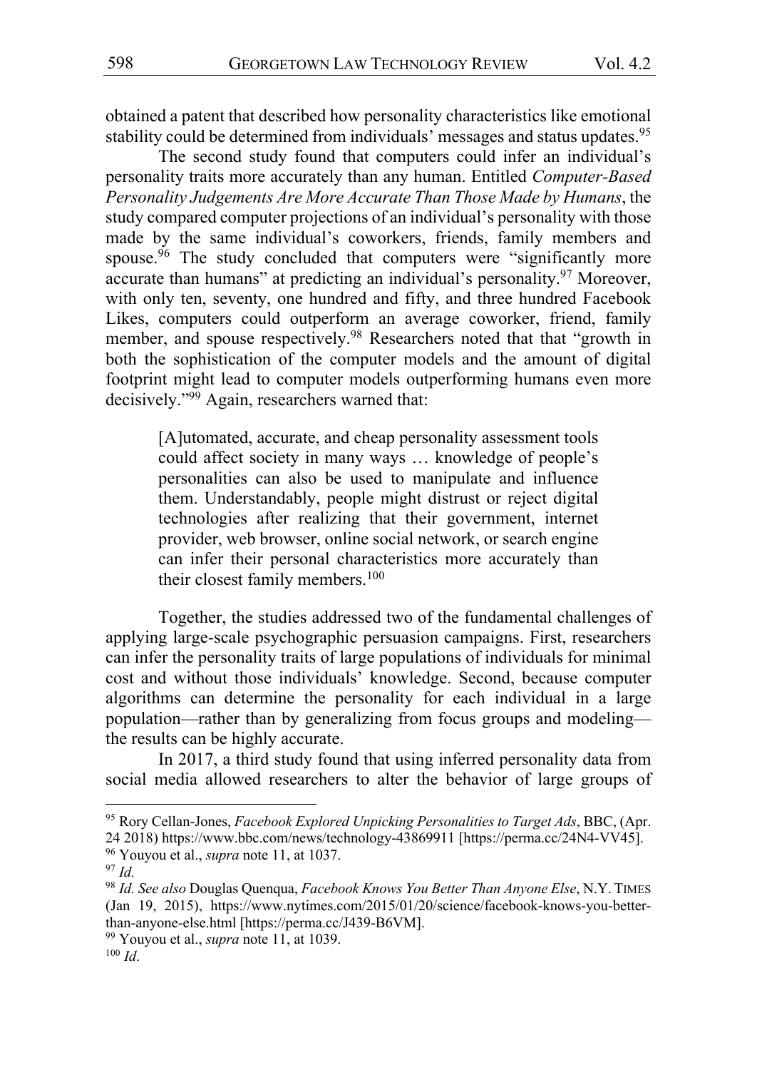obtained a patent that described how personality characteristics like emotional stability could be determined from individuals' messages and status updates.[95]

The second study found that computers could infer an individual's personality traits more accurately than any human. Entitled *Computer-Based Personality Judgements Are More Accurate Than Those Made by Humans*, the study compared computer projections of an individual's personality with those made by the same individual's coworkers, friends, family members and spouse.[96] The study concluded that computers were "significantly more accurate than humans" at predicting an individual's personality.[97] Moreover, with only ten, seventy, one hundred and fifty, and three hundred Facebook Likes, computers could outperform an average coworker, friend, family member, and spouse respectively.[98] Researchers noted that that "growth in both the sophistication of the computer models and the amount of digital footprint might lead to computer models outperforming humans even more decisively."[99] Again, researchers warned that:

> [A]utomated, accurate, and cheap personality assessment tools could affect society in many ways … knowledge of people's personalities can also be used to manipulate and influence them. Understandably, people might distrust or reject digital technologies after realizing that their government, internet provider, web browser, online social network, or search engine can infer their personal characteristics more accurately than their closest family members.[100]

Together, the studies addressed two of the fundamental challenges of applying large-scale psychographic persuasion campaigns. First, researchers can infer the personality traits of large populations of individuals for minimal cost and without those individuals' knowledge. Second, because computer algorithms can determine the personality for each individual in a large population—rather than by generalizing from focus groups and modeling—the results can be highly accurate.

In 2017, a third study found that using inferred personality data from social media allowed researchers to alter the behavior of large groups of

---

[95] Rory Cellan-Jones, *Facebook Explored Unpicking Personalities to Target Ads*, BBC, (Apr. 24 2018) https://www.bbc.com/news/technology-43869911 [https://perma.cc/24N4-VV45].

[96] Youyou et al., *supra* note 11, at 1037.

[97] *Id.*

[98] *Id. See also* Douglas Quenqua, *Facebook Knows You Better Than Anyone Else*, N.Y. TIMES (Jan 19, 2015), https://www.nytimes.com/2015/01/20/science/facebook-knows-you-better-than-anyone-else.html [https://perma.cc/J439-B6VM].

[99] Youyou et al., *supra* note 11, at 1039.

[100] *Id*.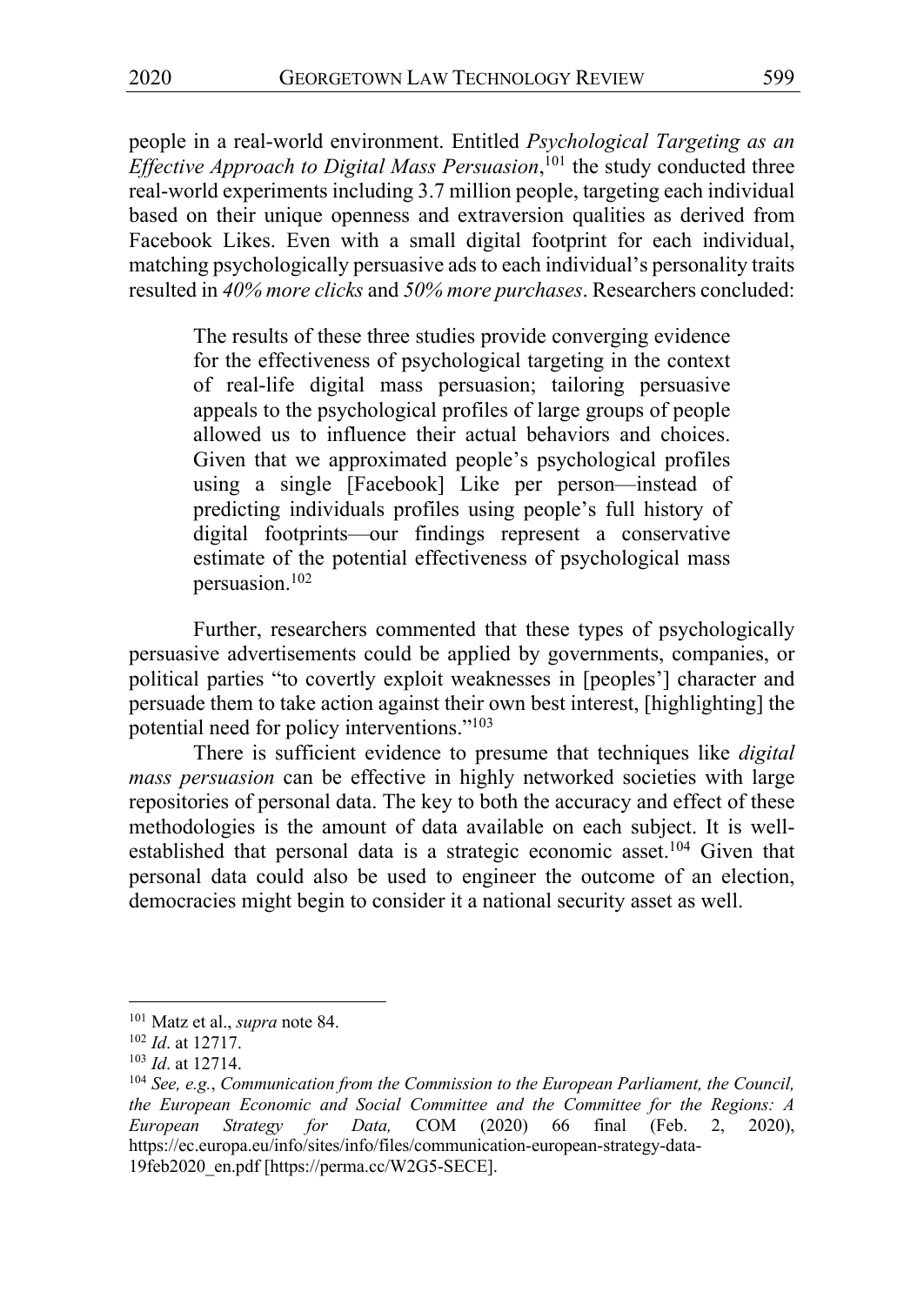people in a real-world environment. Entitled *Psychological Targeting as an Effective Approach to Digital Mass Persuasion*,[101] the study conducted three real-world experiments including 3.7 million people, targeting each individual based on their unique openness and extraversion qualities as derived from Facebook Likes. Even with a small digital footprint for each individual, matching psychologically persuasive ads to each individual's personality traits resulted in *40% more clicks* and *50% more purchases*. Researchers concluded:

> The results of these three studies provide converging evidence for the effectiveness of psychological targeting in the context of real-life digital mass persuasion; tailoring persuasive appeals to the psychological profiles of large groups of people allowed us to influence their actual behaviors and choices. Given that we approximated people's psychological profiles using a single [Facebook] Like per person—instead of predicting individuals profiles using people's full history of digital footprints—our findings represent a conservative estimate of the potential effectiveness of psychological mass persuasion.[102]

Further, researchers commented that these types of psychologically persuasive advertisements could be applied by governments, companies, or political parties "to covertly exploit weaknesses in [peoples'] character and persuade them to take action against their own best interest, [highlighting] the potential need for policy interventions."[103]

There is sufficient evidence to presume that techniques like *digital mass persuasion* can be effective in highly networked societies with large repositories of personal data. The key to both the accuracy and effect of these methodologies is the amount of data available on each subject. It is well-established that personal data is a strategic economic asset.[104] Given that personal data could also be used to engineer the outcome of an election, democracies might begin to consider it a national security asset as well.

---

[101] Matz et al., *supra* note 84.

[102] *Id*. at 12717.

[103] *Id*. at 12714.

[104] *See, e.g.*, *Communication from the Commission to the European Parliament, the Council, the European Economic and Social Committee and the Committee for the Regions: A European Strategy for Data,* COM (2020) 66 final (Feb. 2, 2020), https://ec.europa.eu/info/sites/info/files/communication-european-strategy-data-19feb2020_en.pdf [https://perma.cc/W2G5-SECE].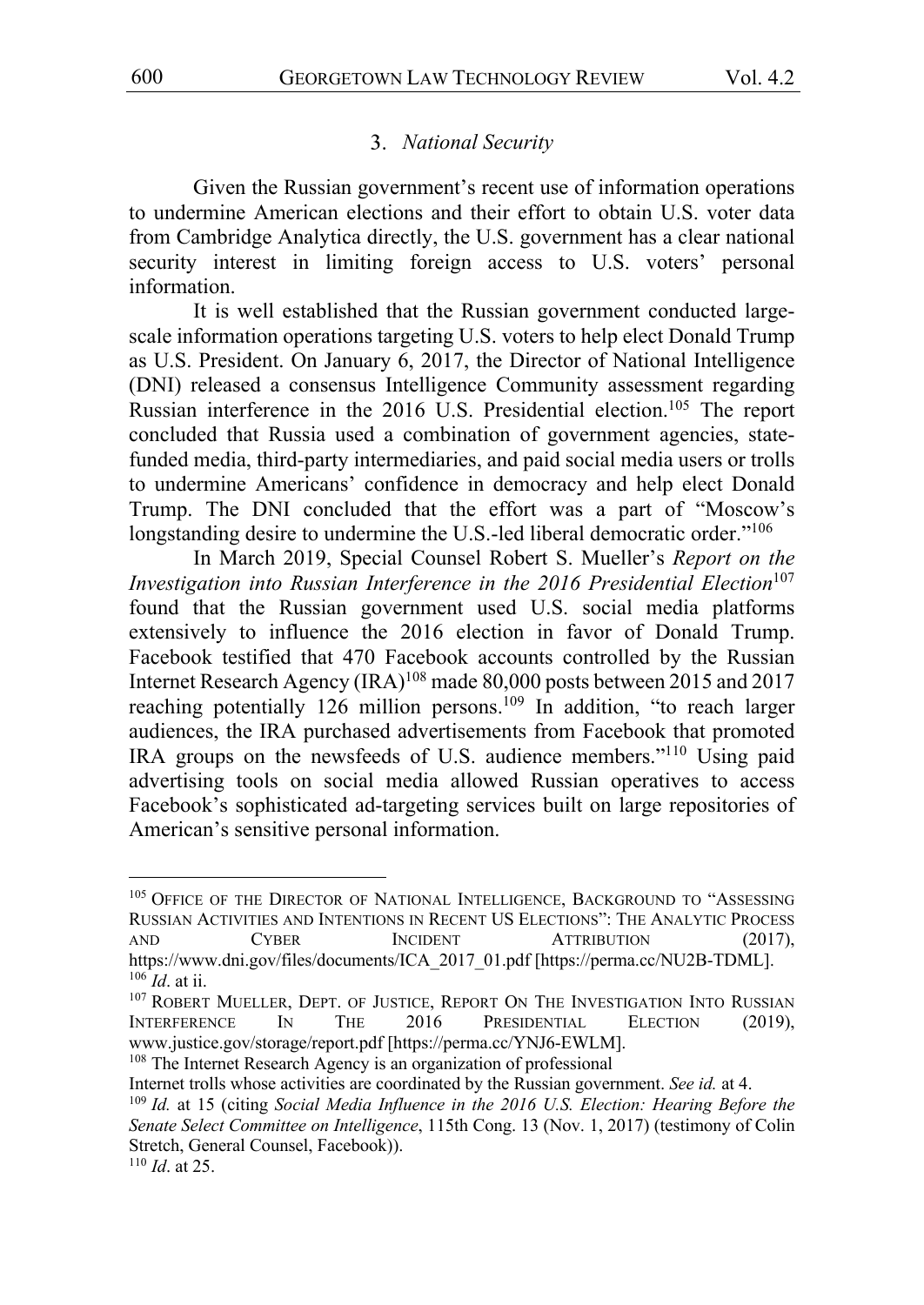### 3. *National Security*

Given the Russian government's recent use of information operations to undermine American elections and their effort to obtain U.S. voter data from Cambridge Analytica directly, the U.S. government has a clear national security interest in limiting foreign access to U.S. voters' personal information.

It is well established that the Russian government conducted large-scale information operations targeting U.S. voters to help elect Donald Trump as U.S. President. On January 6, 2017, the Director of National Intelligence (DNI) released a consensus Intelligence Community assessment regarding Russian interference in the 2016 U.S. Presidential election.[105] The report concluded that Russia used a combination of government agencies, state-funded media, third-party intermediaries, and paid social media users or trolls to undermine Americans' confidence in democracy and help elect Donald Trump. The DNI concluded that the effort was a part of "Moscow's longstanding desire to undermine the U.S.-led liberal democratic order."[106]

In March 2019, Special Counsel Robert S. Mueller's *Report on the Investigation into Russian Interference in the 2016 Presidential Election*[107] found that the Russian government used U.S. social media platforms extensively to influence the 2016 election in favor of Donald Trump. Facebook testified that 470 Facebook accounts controlled by the Russian Internet Research Agency (IRA)[108] made 80,000 posts between 2015 and 2017 reaching potentially 126 million persons.[109] In addition, "to reach larger audiences, the IRA purchased advertisements from Facebook that promoted IRA groups on the newsfeeds of U.S. audience members."[110] Using paid advertising tools on social media allowed Russian operatives to access Facebook's sophisticated ad-targeting services built on large repositories of American's sensitive personal information.

---

[105] OFFICE OF THE DIRECTOR OF NATIONAL INTELLIGENCE, BACKGROUND TO "ASSESSING RUSSIAN ACTIVITIES AND INTENTIONS IN RECENT US ELECTIONS": THE ANALYTIC PROCESS AND CYBER INCIDENT ATTRIBUTION (2017), https://www.dni.gov/files/documents/ICA_2017_01.pdf [https://perma.cc/NU2B-TDML].

[106] *Id*. at ii.

[107] ROBERT MUELLER, DEPT. OF JUSTICE, REPORT ON THE INVESTIGATION INTO RUSSIAN INTERFERENCE IN THE 2016 PRESIDENTIAL ELECTION (2019), www.justice.gov/storage/report.pdf [https://perma.cc/YNJ6-EWLM].

[108] The Internet Research Agency is an organization of professional Internet trolls whose activities are coordinated by the Russian government. *See id.* at 4.

[109] *Id.* at 15 (citing *Social Media Influence in the 2016 U.S. Election: Hearing Before the Senate Select Committee on Intelligence*, 115th Cong. 13 (Nov. 1, 2017) (testimony of Colin Stretch, General Counsel, Facebook)).

[110] *Id*. at 25.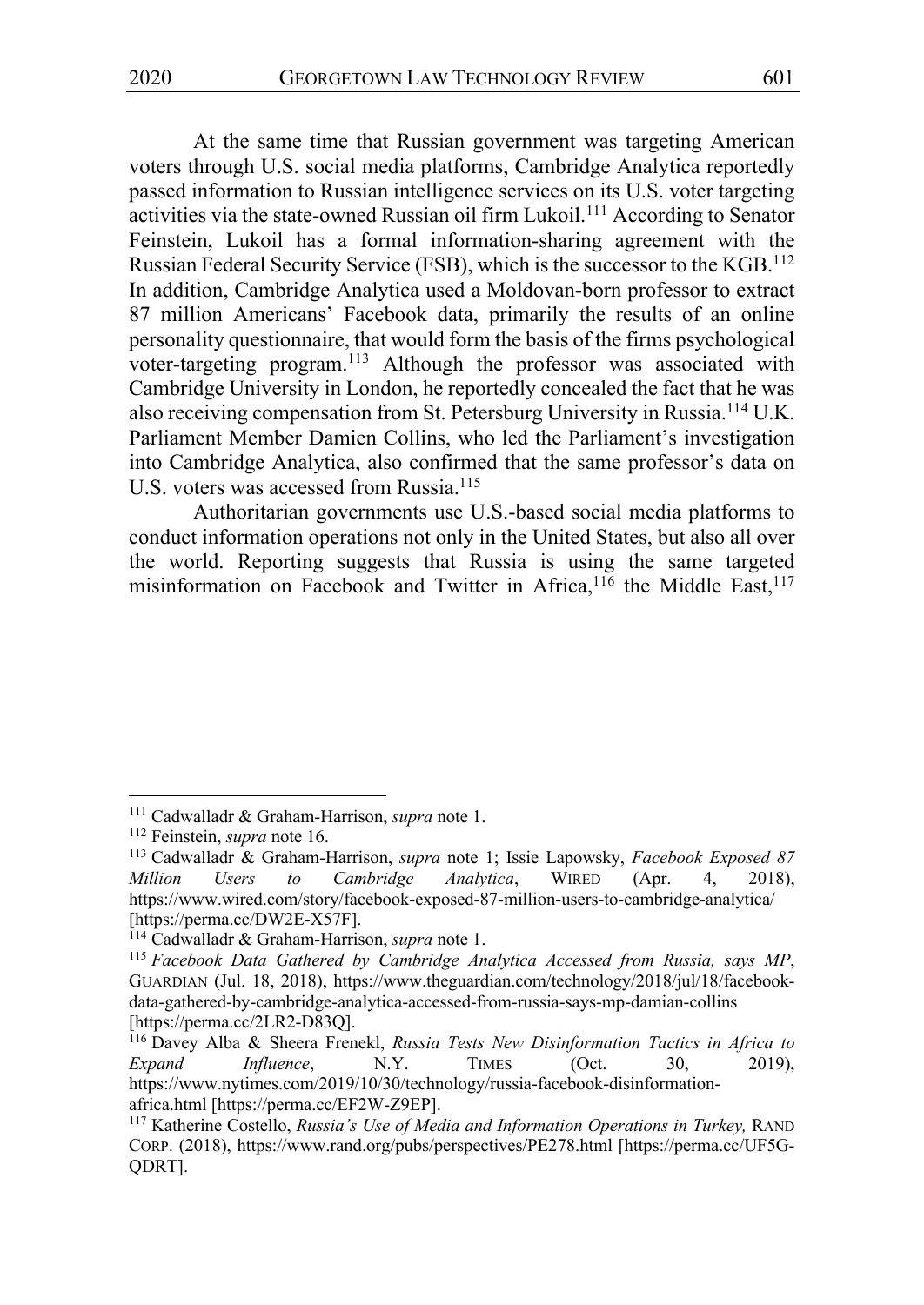At the same time that Russian government was targeting American voters through U.S. social media platforms, Cambridge Analytica reportedly passed information to Russian intelligence services on its U.S. voter targeting activities via the state-owned Russian oil firm Lukoil.[111] According to Senator Feinstein, Lukoil has a formal information-sharing agreement with the Russian Federal Security Service (FSB), which is the successor to the KGB.[112] In addition, Cambridge Analytica used a Moldovan-born professor to extract 87 million Americans' Facebook data, primarily the results of an online personality questionnaire, that would form the basis of the firms psychological voter-targeting program.[113] Although the professor was associated with Cambridge University in London, he reportedly concealed the fact that he was also receiving compensation from St. Petersburg University in Russia.[114] U.K. Parliament Member Damien Collins, who led the Parliament's investigation into Cambridge Analytica, also confirmed that the same professor's data on U.S. voters was accessed from Russia.[115]

Authoritarian governments use U.S.-based social media platforms to conduct information operations not only in the United States, but also all over the world. Reporting suggests that Russia is using the same targeted misinformation on Facebook and Twitter in Africa,[116] the Middle East,[117]

---

[111] Cadwalladr & Graham-Harrison, *supra* note 1.

[112] Feinstein, *supra* note 16.

[113] Cadwalladr & Graham-Harrison, *supra* note 1; Issie Lapowsky, *Facebook Exposed 87 Million Users to Cambridge Analytica*, WIRED (Apr. 4, 2018), https://www.wired.com/story/facebook-exposed-87-million-users-to-cambridge-analytica/ [https://perma.cc/DW2E-X57F].

[114] Cadwalladr & Graham-Harrison, *supra* note 1.

[115] *Facebook Data Gathered by Cambridge Analytica Accessed from Russia, says MP*, GUARDIAN (Jul. 18, 2018), https://www.theguardian.com/technology/2018/jul/18/facebook-data-gathered-by-cambridge-analytica-accessed-from-russia-says-mp-damian-collins [https://perma.cc/2LR2-D83Q].

[116] Davey Alba & Sheera Frenekl, *Russia Tests New Disinformation Tactics in Africa to Expand Influence*, N.Y. TIMES (Oct. 30, 2019), https://www.nytimes.com/2019/10/30/technology/russia-facebook-disinformation-africa.html [https://perma.cc/EF2W-Z9EP].

[117] Katherine Costello, *Russia's Use of Media and Information Operations in Turkey,* RAND CORP. (2018), https://www.rand.org/pubs/perspectives/PE278.html [https://perma.cc/UF5G-QDRT].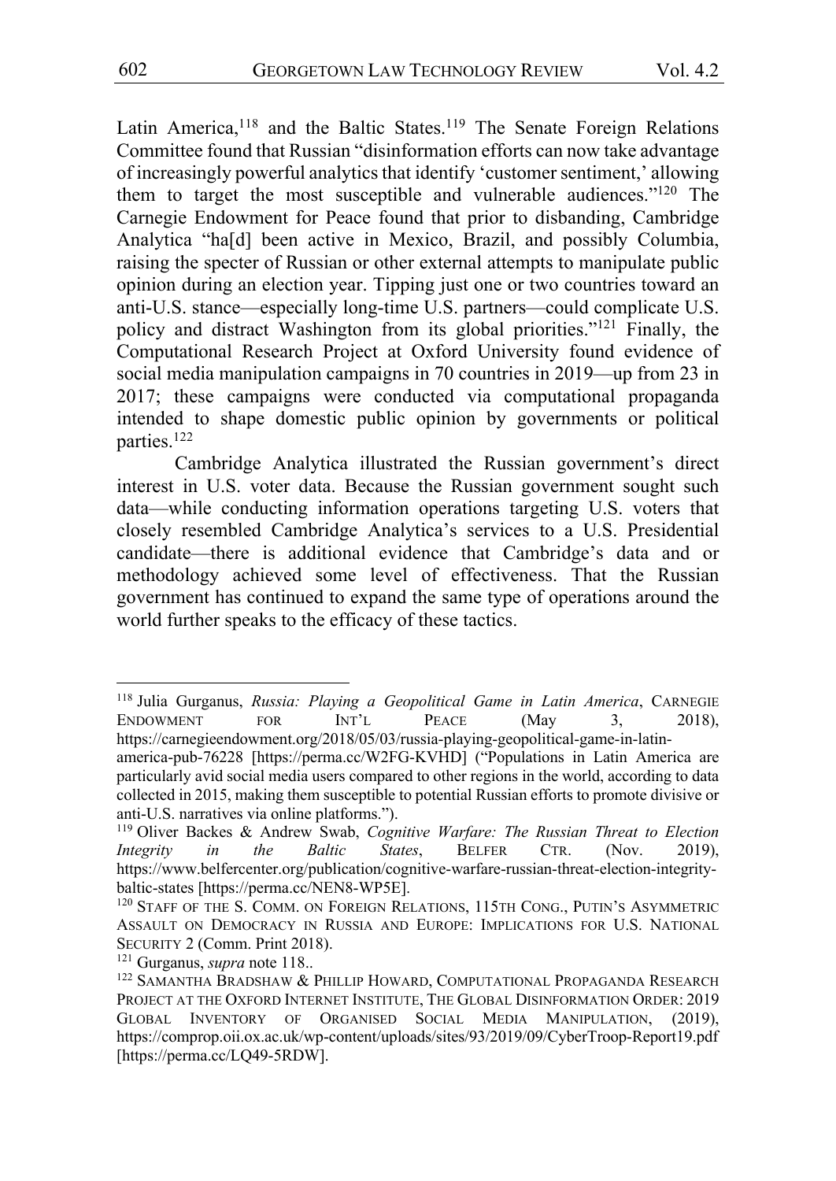Latin America,[118] and the Baltic States.[119] The Senate Foreign Relations Committee found that Russian "disinformation efforts can now take advantage of increasingly powerful analytics that identify 'customer sentiment,' allowing them to target the most susceptible and vulnerable audiences."[120] The Carnegie Endowment for Peace found that prior to disbanding, Cambridge Analytica "ha[d] been active in Mexico, Brazil, and possibly Columbia, raising the specter of Russian or other external attempts to manipulate public opinion during an election year. Tipping just one or two countries toward an anti-U.S. stance—especially long-time U.S. partners—could complicate U.S. policy and distract Washington from its global priorities."[121] Finally, the Computational Research Project at Oxford University found evidence of social media manipulation campaigns in 70 countries in 2019—up from 23 in 2017; these campaigns were conducted via computational propaganda intended to shape domestic public opinion by governments or political parties.[122]

Cambridge Analytica illustrated the Russian government's direct interest in U.S. voter data. Because the Russian government sought such data—while conducting information operations targeting U.S. voters that closely resembled Cambridge Analytica's services to a U.S. Presidential candidate—there is additional evidence that Cambridge's data and or methodology achieved some level of effectiveness. That the Russian government has continued to expand the same type of operations around the world further speaks to the efficacy of these tactics.

---

[118] Julia Gurganus, *Russia: Playing a Geopolitical Game in Latin America*, CARNEGIE ENDOWMENT FOR INT'L PEACE (May 3, 2018), https://carnegieendowment.org/2018/05/03/russia-playing-geopolitical-game-in-latin-america-pub-76228 [https://perma.cc/W2FG-KVHD] ("Populations in Latin America are particularly avid social media users compared to other regions in the world, according to data collected in 2015, making them susceptible to potential Russian efforts to promote divisive or anti-U.S. narratives via online platforms.").

[119] Oliver Backes & Andrew Swab, *Cognitive Warfare: The Russian Threat to Election Integrity in the Baltic States*, BELFER CTR. (Nov. 2019), https://www.belfercenter.org/publication/cognitive-warfare-russian-threat-election-integrity-baltic-states [https://perma.cc/NEN8-WP5E].

[120] STAFF OF THE S. COMM. ON FOREIGN RELATIONS, 115TH CONG., PUTIN'S ASYMMETRIC ASSAULT ON DEMOCRACY IN RUSSIA AND EUROPE: IMPLICATIONS FOR U.S. NATIONAL SECURITY 2 (Comm. Print 2018).

[121] Gurganus, *supra* note 118..

[122] SAMANTHA BRADSHAW & PHILLIP HOWARD, COMPUTATIONAL PROPAGANDA RESEARCH PROJECT AT THE OXFORD INTERNET INSTITUTE, THE GLOBAL DISINFORMATION ORDER: 2019 GLOBAL INVENTORY OF ORGANISED SOCIAL MEDIA MANIPULATION, (2019), https://comprop.oii.ox.ac.uk/wp-content/uploads/sites/93/2019/09/CyberTroop-Report19.pdf [https://perma.cc/LQ49-5RDW].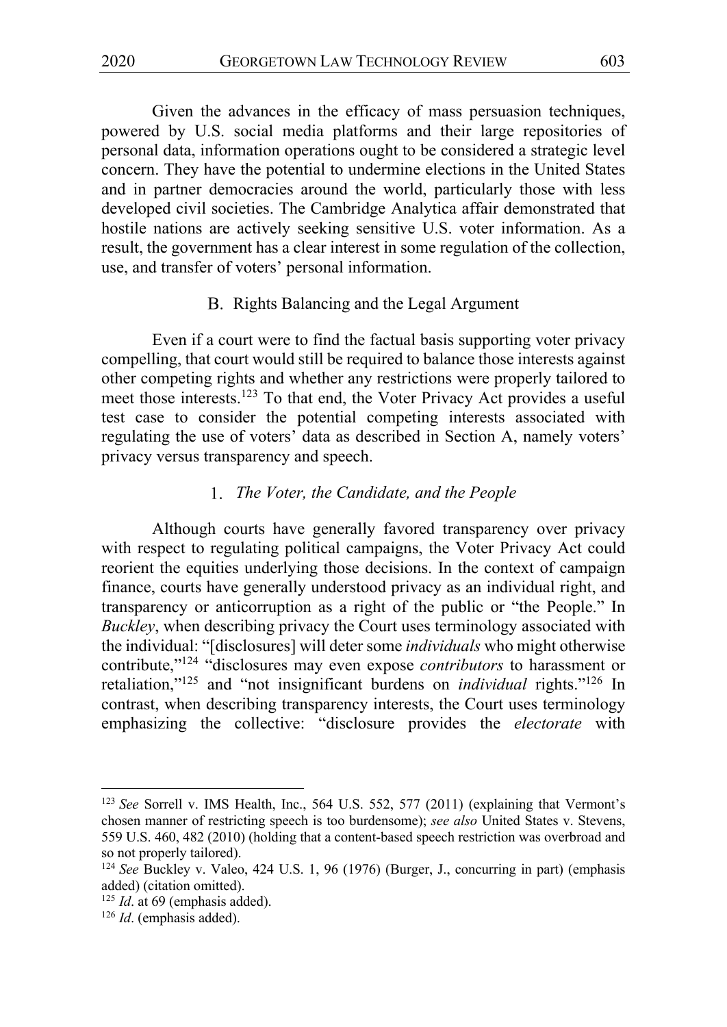Given the advances in the efficacy of mass persuasion techniques, powered by U.S. social media platforms and their large repositories of personal data, information operations ought to be considered a strategic level concern. They have the potential to undermine elections in the United States and in partner democracies around the world, particularly those with less developed civil societies. The Cambridge Analytica affair demonstrated that hostile nations are actively seeking sensitive U.S. voter information. As a result, the government has a clear interest in some regulation of the collection, use, and transfer of voters' personal information.

### B. Rights Balancing and the Legal Argument

Even if a court were to find the factual basis supporting voter privacy compelling, that court would still be required to balance those interests against other competing rights and whether any restrictions were properly tailored to meet those interests.[123] To that end, the Voter Privacy Act provides a useful test case to consider the potential competing interests associated with regulating the use of voters' data as described in Section A, namely voters' privacy versus transparency and speech.

#### 1. *The Voter, the Candidate, and the People*

Although courts have generally favored transparency over privacy with respect to regulating political campaigns, the Voter Privacy Act could reorient the equities underlying those decisions. In the context of campaign finance, courts have generally understood privacy as an individual right, and transparency or anticorruption as a right of the public or "the People." In *Buckley*, when describing privacy the Court uses terminology associated with the individual: "[disclosures] will deter some *individuals* who might otherwise contribute,"[124] "disclosures may even expose *contributors* to harassment or retaliation,"[125] and "not insignificant burdens on *individual* rights."[126] In contrast, when describing transparency interests, the Court uses terminology emphasizing the collective: "disclosure provides the *electorate* with

---

[123] *See* Sorrell v. IMS Health, Inc., 564 U.S. 552, 577 (2011) (explaining that Vermont's chosen manner of restricting speech is too burdensome); *see also* United States v. Stevens, 559 U.S. 460, 482 (2010) (holding that a content-based speech restriction was overbroad and so not properly tailored).

[124] *See* Buckley v. Valeo, 424 U.S. 1, 96 (1976) (Burger, J., concurring in part) (emphasis added) (citation omitted).

[125] *Id*. at 69 (emphasis added).

[126] *Id*. (emphasis added).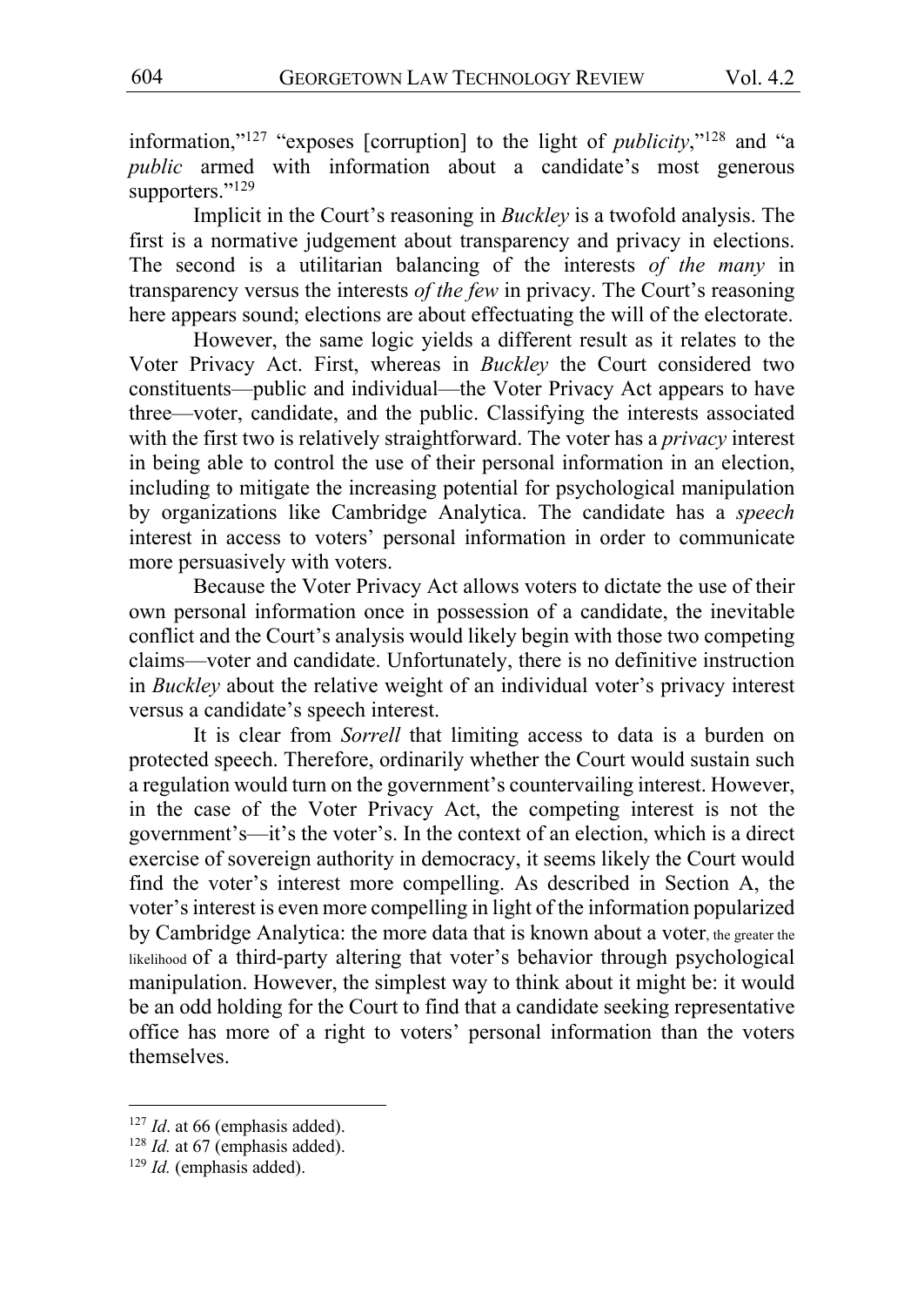information,"[127] "exposes [corruption] to the light of *publicity*,"[128] and "a *public* armed with information about a candidate's most generous supporters."[129]

Implicit in the Court's reasoning in *Buckley* is a twofold analysis. The first is a normative judgement about transparency and privacy in elections. The second is a utilitarian balancing of the interests *of the many* in transparency versus the interests *of the few* in privacy. The Court's reasoning here appears sound; elections are about effectuating the will of the electorate.

However, the same logic yields a different result as it relates to the Voter Privacy Act. First, whereas in *Buckley* the Court considered two constituents—public and individual—the Voter Privacy Act appears to have three—voter, candidate, and the public. Classifying the interests associated with the first two is relatively straightforward. The voter has a *privacy* interest in being able to control the use of their personal information in an election, including to mitigate the increasing potential for psychological manipulation by organizations like Cambridge Analytica. The candidate has a *speech* interest in access to voters' personal information in order to communicate more persuasively with voters.

Because the Voter Privacy Act allows voters to dictate the use of their own personal information once in possession of a candidate, the inevitable conflict and the Court's analysis would likely begin with those two competing claims—voter and candidate. Unfortunately, there is no definitive instruction in *Buckley* about the relative weight of an individual voter's privacy interest versus a candidate's speech interest.

It is clear from *Sorrell* that limiting access to data is a burden on protected speech. Therefore, ordinarily whether the Court would sustain such a regulation would turn on the government's countervailing interest. However, in the case of the Voter Privacy Act, the competing interest is not the government's—it's the voter's. In the context of an election, which is a direct exercise of sovereign authority in democracy, it seems likely the Court would find the voter's interest more compelling. As described in Section A, the voter's interest is even more compelling in light of the information popularized by Cambridge Analytica: the more data that is known about a voter, the greater the likelihood of a third-party altering that voter's behavior through psychological manipulation. However, the simplest way to think about it might be: it would be an odd holding for the Court to find that a candidate seeking representative office has more of a right to voters' personal information than the voters themselves.

---

[127] *Id*. at 66 (emphasis added).

[128] *Id.* at 67 (emphasis added).

[129] *Id.* (emphasis added).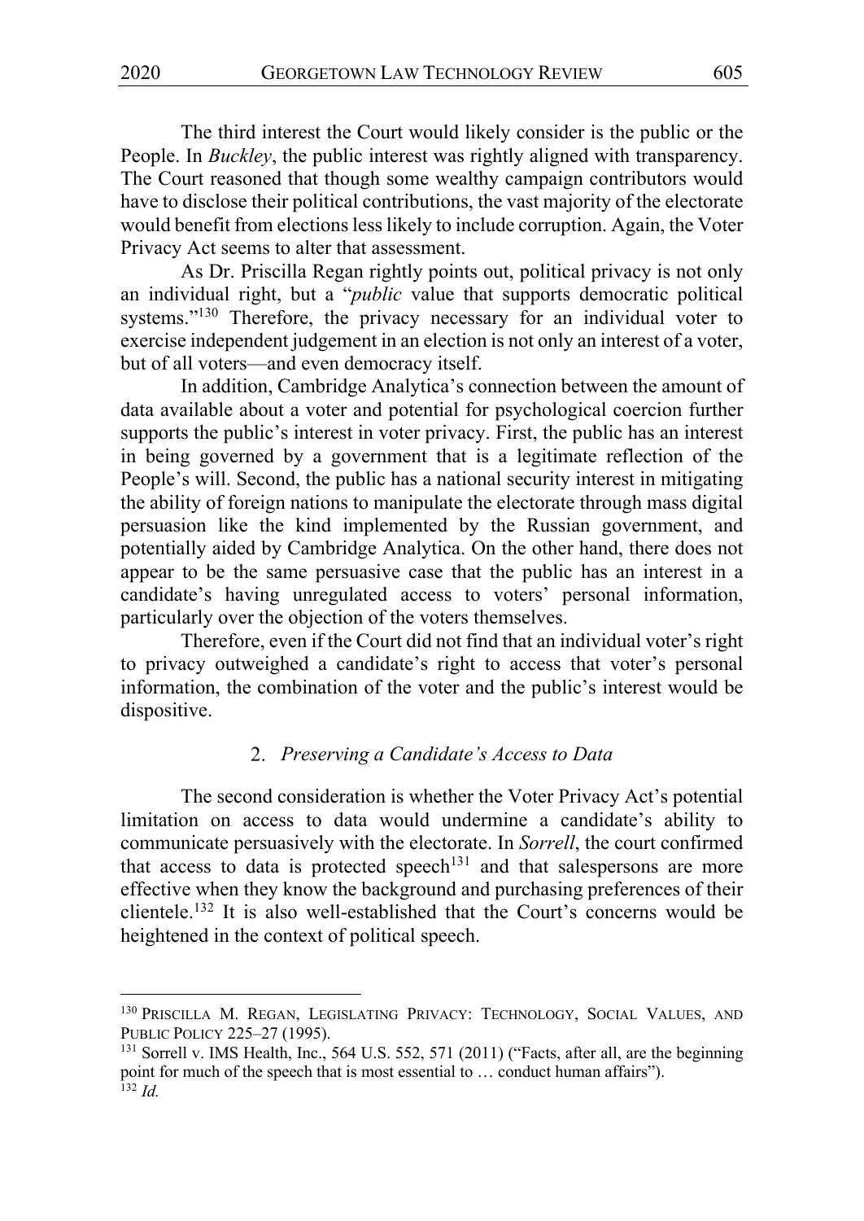The third interest the Court would likely consider is the public or the People. In *Buckley*, the public interest was rightly aligned with transparency. The Court reasoned that though some wealthy campaign contributors would have to disclose their political contributions, the vast majority of the electorate would benefit from elections less likely to include corruption. Again, the Voter Privacy Act seems to alter that assessment.

As Dr. Priscilla Regan rightly points out, political privacy is not only an individual right, but a "*public* value that supports democratic political systems."[130] Therefore, the privacy necessary for an individual voter to exercise independent judgement in an election is not only an interest of a voter, but of all voters—and even democracy itself.

In addition, Cambridge Analytica's connection between the amount of data available about a voter and potential for psychological coercion further supports the public's interest in voter privacy. First, the public has an interest in being governed by a government that is a legitimate reflection of the People's will. Second, the public has a national security interest in mitigating the ability of foreign nations to manipulate the electorate through mass digital persuasion like the kind implemented by the Russian government, and potentially aided by Cambridge Analytica. On the other hand, there does not appear to be the same persuasive case that the public has an interest in a candidate's having unregulated access to voters' personal information, particularly over the objection of the voters themselves.

Therefore, even if the Court did not find that an individual voter's right to privacy outweighed a candidate's right to access that voter's personal information, the combination of the voter and the public's interest would be dispositive.

### 2. *Preserving a Candidate's Access to Data*

The second consideration is whether the Voter Privacy Act's potential limitation on access to data would undermine a candidate's ability to communicate persuasively with the electorate. In *Sorrell*, the court confirmed that access to data is protected speech[131] and that salespersons are more effective when they know the background and purchasing preferences of their clientele.[132] It is also well-established that the Court's concerns would be heightened in the context of political speech.

---

[130] PRISCILLA M. REGAN, LEGISLATING PRIVACY: TECHNOLOGY, SOCIAL VALUES, AND PUBLIC POLICY 225–27 (1995).

[131] Sorrell v. IMS Health, Inc., 564 U.S. 552, 571 (2011) ("Facts, after all, are the beginning point for much of the speech that is most essential to … conduct human affairs").

[132] *Id.*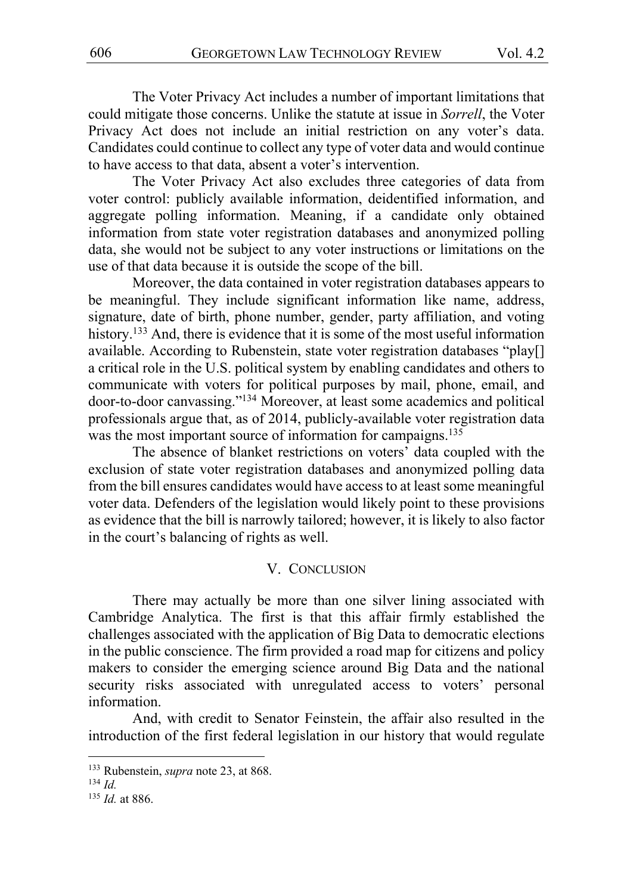The Voter Privacy Act includes a number of important limitations that could mitigate those concerns. Unlike the statute at issue in *Sorrell*, the Voter Privacy Act does not include an initial restriction on any voter's data. Candidates could continue to collect any type of voter data and would continue to have access to that data, absent a voter's intervention.

The Voter Privacy Act also excludes three categories of data from voter control: publicly available information, deidentified information, and aggregate polling information. Meaning, if a candidate only obtained information from state voter registration databases and anonymized polling data, she would not be subject to any voter instructions or limitations on the use of that data because it is outside the scope of the bill.

Moreover, the data contained in voter registration databases appears to be meaningful. They include significant information like name, address, signature, date of birth, phone number, gender, party affiliation, and voting history.[133] And, there is evidence that it is some of the most useful information available. According to Rubenstein, state voter registration databases "play[] a critical role in the U.S. political system by enabling candidates and others to communicate with voters for political purposes by mail, phone, email, and door-to-door canvassing."[134] Moreover, at least some academics and political professionals argue that, as of 2014, publicly-available voter registration data was the most important source of information for campaigns.[135]

The absence of blanket restrictions on voters' data coupled with the exclusion of state voter registration databases and anonymized polling data from the bill ensures candidates would have access to at least some meaningful voter data. Defenders of the legislation would likely point to these provisions as evidence that the bill is narrowly tailored; however, it is likely to also factor in the court's balancing of rights as well.

## V. CONCLUSION

There may actually be more than one silver lining associated with Cambridge Analytica. The first is that this affair firmly established the challenges associated with the application of Big Data to democratic elections in the public conscience. The firm provided a road map for citizens and policy makers to consider the emerging science around Big Data and the national security risks associated with unregulated access to voters' personal information.

And, with credit to Senator Feinstein, the affair also resulted in the introduction of the first federal legislation in our history that would regulate

---

[133] Rubenstein, *supra* note 23, at 868.

[134] *Id.*

[135] *Id.* at 886.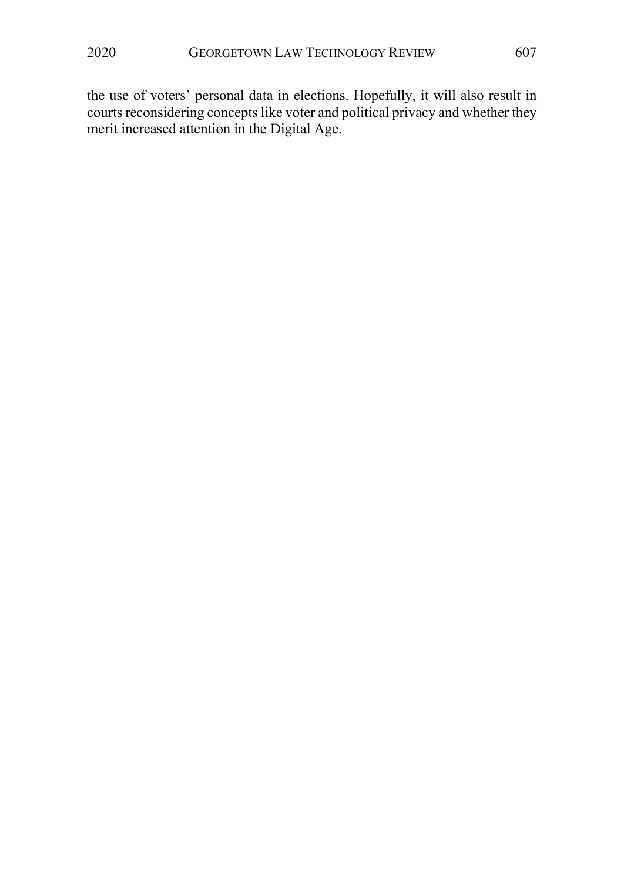the use of voters' personal data in elections. Hopefully, it will also result in courts reconsidering concepts like voter and political privacy and whether they merit increased attention in the Digital Age.